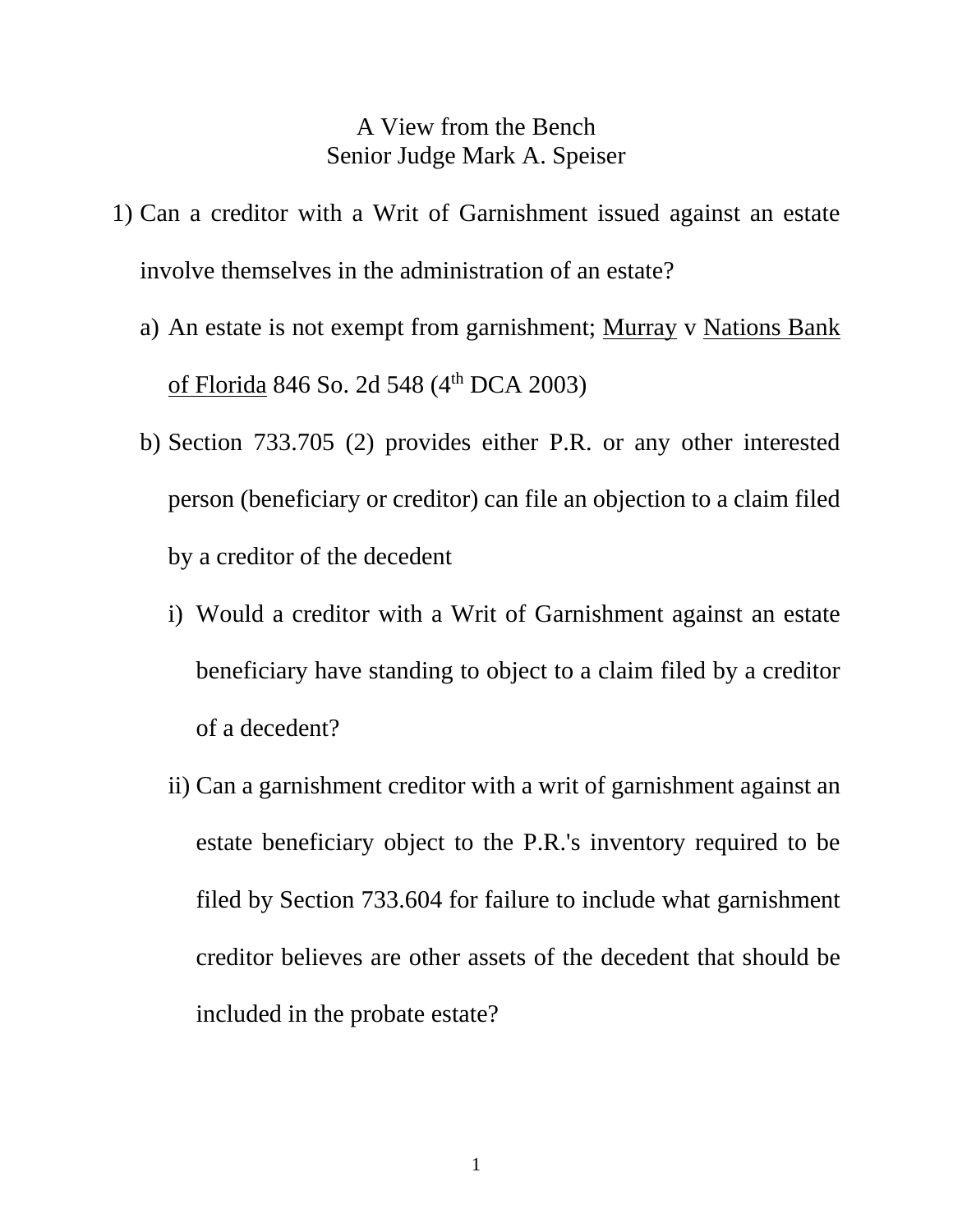A View from the Bench
Senior Judge Mark A. Speiser

1) Can a creditor with a Writ of Garnishment issued against an estate involve themselves in the administration of an estate?
   a) An estate is not exempt from garnishment; Murray v Nations Bank of Florida 846 So. 2d 548 (4th DCA 2003)
   b) Section 733.705 (2) provides either P.R. or any other interested person (beneficiary or creditor) can file an objection to a claim filed by a creditor of the decedent
      i) Would a creditor with a Writ of Garnishment against an estate beneficiary have standing to object to a claim filed by a creditor of a decedent?
      ii) Can a garnishment creditor with a writ of garnishment against an estate beneficiary object to the P.R.'s inventory required to be filed by Section 733.604 for failure to include what garnishment creditor believes are other assets of the decedent that should be included in the probate estate?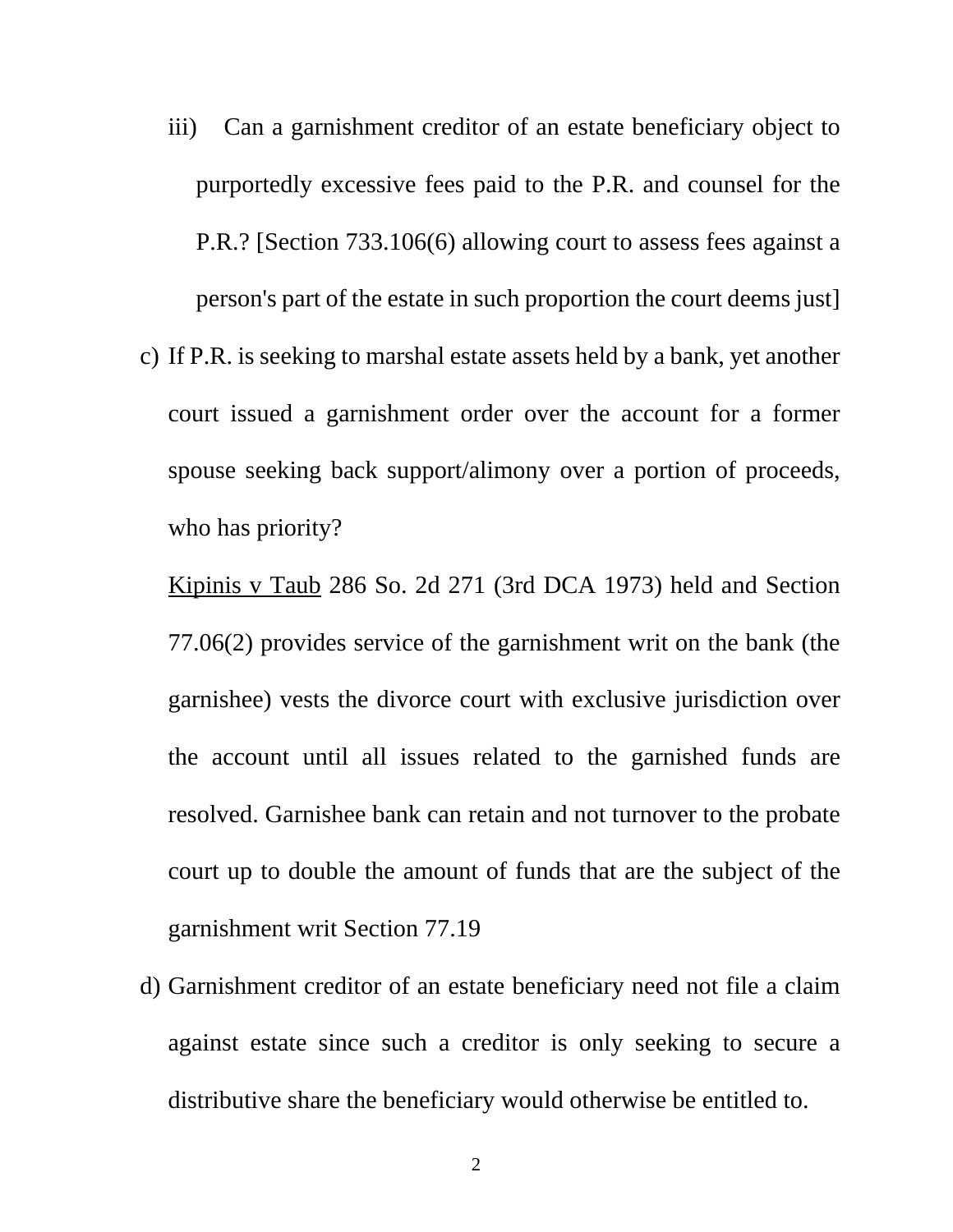iii) Can a garnishment creditor of an estate beneficiary object to purportedly excessive fees paid to the P.R. and counsel for the P.R.? [Section 733.106(6) allowing court to assess fees against a person's part of the estate in such proportion the court deems just]

c) If P.R. is seeking to marshal estate assets held by a bank, yet another court issued a garnishment order over the account for a former spouse seeking back support/alimony over a portion of proceeds, who has priority?

   Kipinis v Taub 286 So. 2d 271 (3rd DCA 1973) held and Section 77.06(2) provides service of the garnishment writ on the bank (the garnishee) vests the divorce court with exclusive jurisdiction over the account until all issues related to the garnished funds are resolved. Garnishee bank can retain and not turnover to the probate court up to double the amount of funds that are the subject of the garnishment writ Section 77.19

d) Garnishment creditor of an estate beneficiary need not file a claim against estate since such a creditor is only seeking to secure a distributive share the beneficiary would otherwise be entitled to.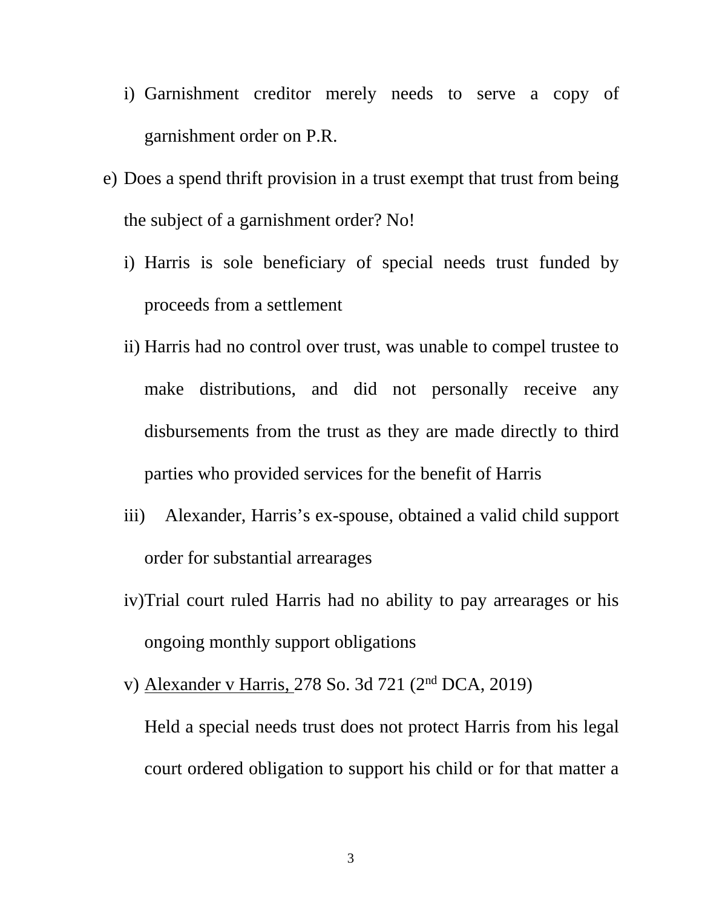i) Garnishment creditor merely needs to serve a copy of garnishment order on P.R.

e) Does a spend thrift provision in a trust exempt that trust from being the subject of a garnishment order? No!

   i) Harris is sole beneficiary of special needs trust funded by proceeds from a settlement

   ii) Harris had no control over trust, was unable to compel trustee to make distributions, and did not personally receive any disbursements from the trust as they are made directly to third parties who provided services for the benefit of Harris

   iii) Alexander, Harris's ex-spouse, obtained a valid child support order for substantial arrearages

   iv) Trial court ruled Harris had no ability to pay arrearages or his ongoing monthly support obligations

   v) <u>Alexander v Harris,</u> 278 So. 3d 721 (2nd DCA, 2019)

      Held a special needs trust does not protect Harris from his legal court ordered obligation to support his child or for that matter a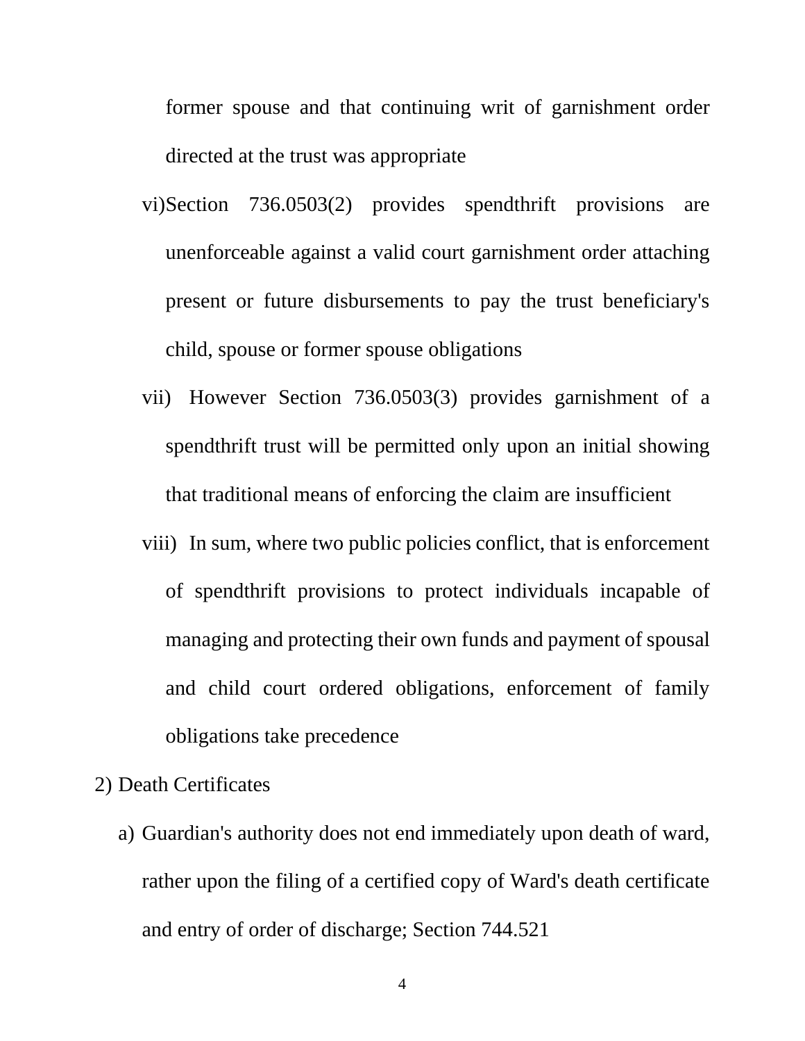former spouse and that continuing writ of garnishment order directed at the trust was appropriate

vi) Section 736.0503(2) provides spendthrift provisions are unenforceable against a valid court garnishment order attaching present or future disbursements to pay the trust beneficiary's child, spouse or former spouse obligations

vii) However Section 736.0503(3) provides garnishment of a spendthrift trust will be permitted only upon an initial showing that traditional means of enforcing the claim are insufficient

viii) In sum, where two public policies conflict, that is enforcement of spendthrift provisions to protect individuals incapable of managing and protecting their own funds and payment of spousal and child court ordered obligations, enforcement of family obligations take precedence

2) Death Certificates

a) Guardian's authority does not end immediately upon death of ward, rather upon the filing of a certified copy of Ward's death certificate and entry of order of discharge; Section 744.521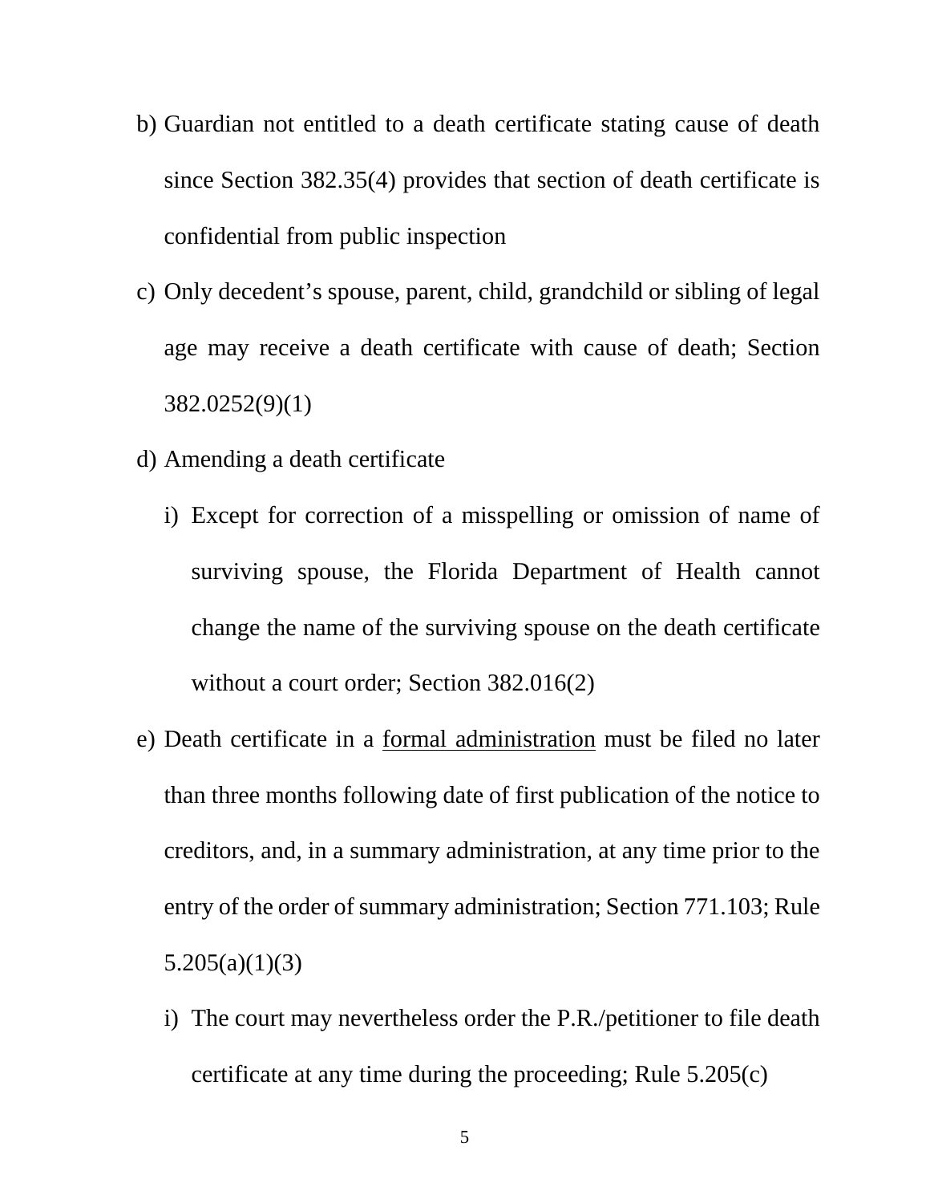b) Guardian not entitled to a death certificate stating cause of death since Section 382.35(4) provides that section of death certificate is confidential from public inspection

c) Only decedent's spouse, parent, child, grandchild or sibling of legal age may receive a death certificate with cause of death; Section 382.0252(9)(1)

d) Amending a death certificate

   i) Except for correction of a misspelling or omission of name of surviving spouse, the Florida Department of Health cannot change the name of the surviving spouse on the death certificate without a court order; Section 382.016(2)

e) Death certificate in a <u>formal administration</u> must be filed no later than three months following date of first publication of the notice to creditors, and, in a summary administration, at any time prior to the entry of the order of summary administration; Section 771.103; Rule 5.205(a)(1)(3)

   i) The court may nevertheless order the P.R./petitioner to file death certificate at any time during the proceeding; Rule 5.205(c)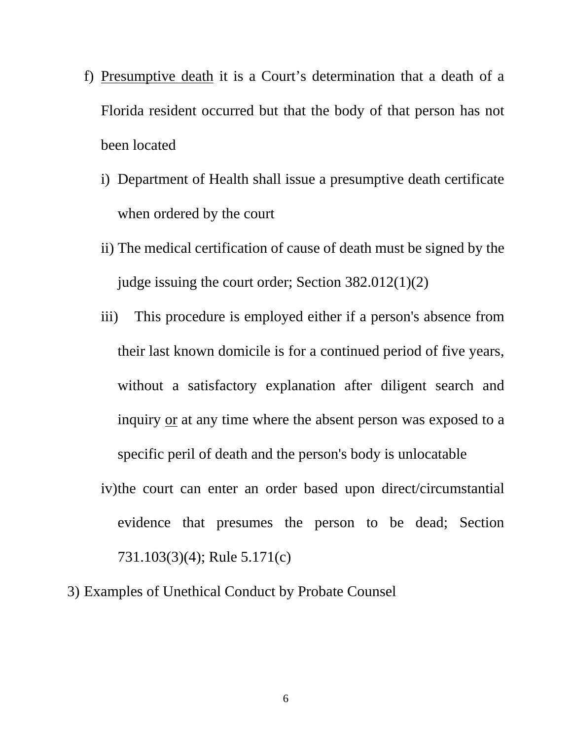f) <u>Presumptive death</u> it is a Court's determination that a death of a Florida resident occurred but that the body of that person has not been located

   i) Department of Health shall issue a presumptive death certificate when ordered by the court

   ii) The medical certification of cause of death must be signed by the judge issuing the court order; Section 382.012(1)(2)

   iii) This procedure is employed either if a person's absence from their last known domicile is for a continued period of five years, without a satisfactory explanation after diligent search and inquiry <u>or</u> at any time where the absent person was exposed to a specific peril of death and the person's body is unlocatable

   iv) the court can enter an order based upon direct/circumstantial evidence that presumes the person to be dead; Section 731.103(3)(4); Rule 5.171(c)

3) Examples of Unethical Conduct by Probate Counsel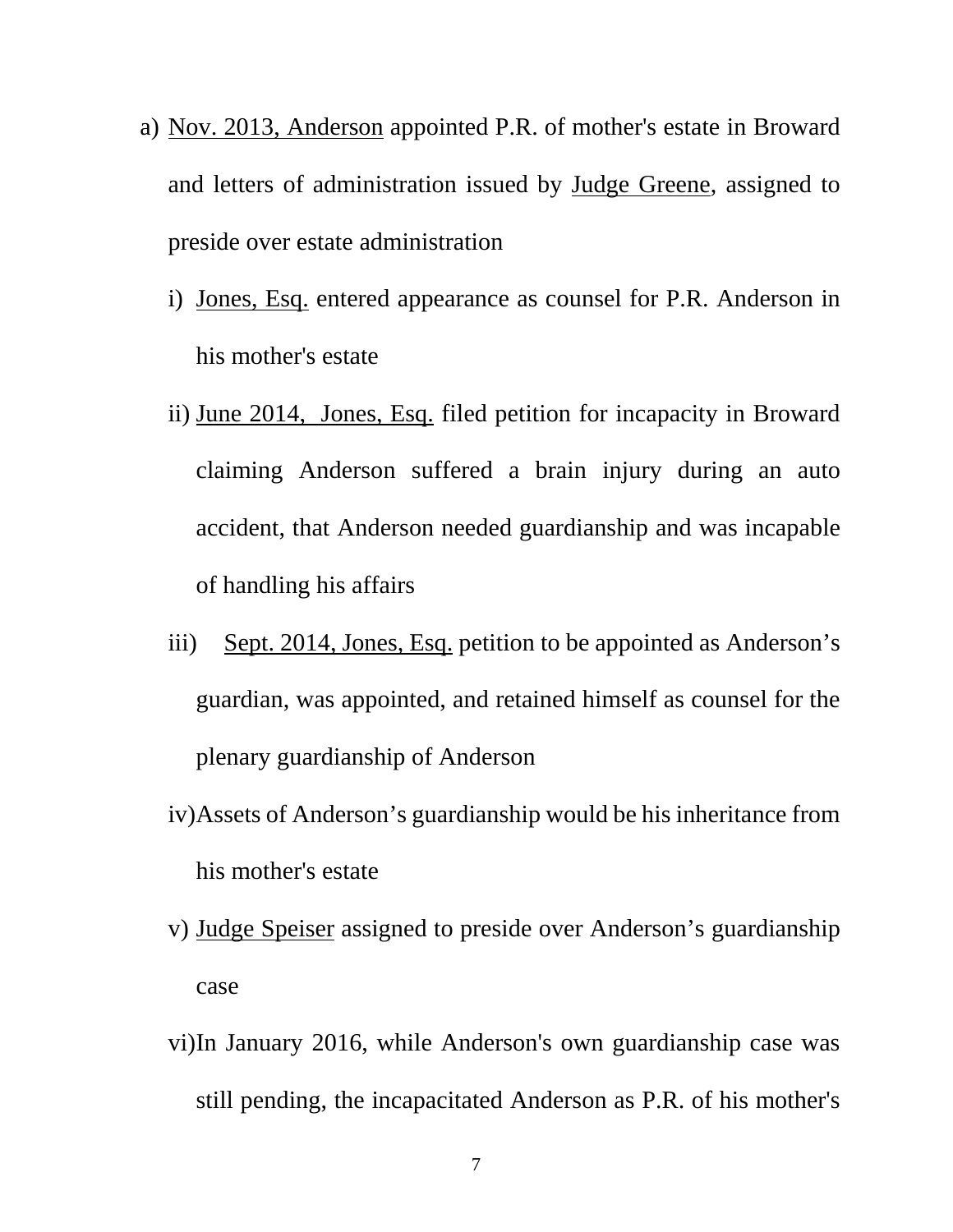a) <u>Nov. 2013, Anderson</u> appointed P.R. of mother's estate in Broward and letters of administration issued by <u>Judge Greene</u>, assigned to preside over estate administration

   i) <u>Jones, Esq.</u> entered appearance as counsel for P.R. Anderson in his mother's estate

   ii) <u>June 2014, Jones, Esq.</u> filed petition for incapacity in Broward claiming Anderson suffered a brain injury during an auto accident, that Anderson needed guardianship and was incapable of handling his affairs

   iii) <u>Sept. 2014, Jones, Esq.</u> petition to be appointed as Anderson's guardian, was appointed, and retained himself as counsel for the plenary guardianship of Anderson

   iv) Assets of Anderson's guardianship would be his inheritance from his mother's estate

   v) <u>Judge Speiser</u> assigned to preside over Anderson's guardianship case

   vi) In January 2016, while Anderson's own guardianship case was still pending, the incapacitated Anderson as P.R. of his mother's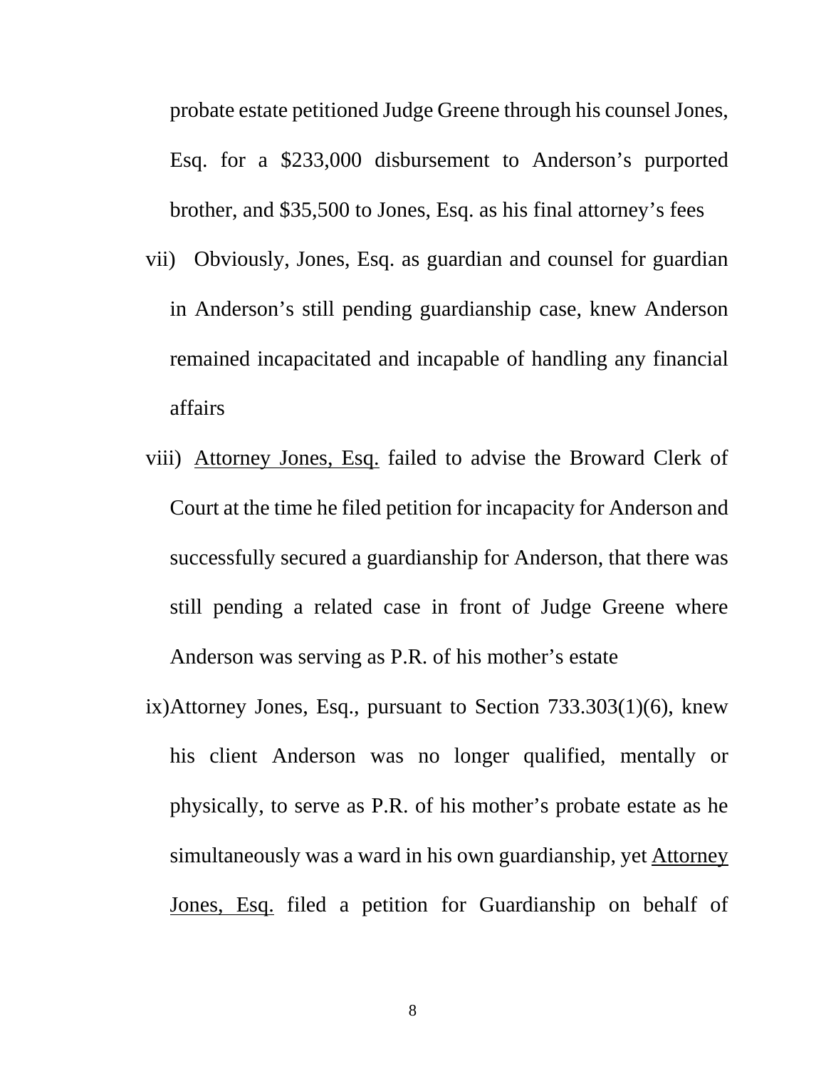probate estate petitioned Judge Greene through his counsel Jones, Esq. for a $233,000 disbursement to Anderson's purported brother, and $35,500 to Jones, Esq. as his final attorney's fees

vii) Obviously, Jones, Esq. as guardian and counsel for guardian in Anderson's still pending guardianship case, knew Anderson remained incapacitated and incapable of handling any financial affairs

viii) <u>Attorney Jones, Esq.</u> failed to advise the Broward Clerk of Court at the time he filed petition for incapacity for Anderson and successfully secured a guardianship for Anderson, that there was still pending a related case in front of Judge Greene where Anderson was serving as P.R. of his mother's estate

ix) Attorney Jones, Esq., pursuant to Section 733.303(1)(6), knew his client Anderson was no longer qualified, mentally or physically, to serve as P.R. of his mother's probate estate as he simultaneously was a ward in his own guardianship, yet <u>Attorney Jones, Esq.</u> filed a petition for Guardianship on behalf of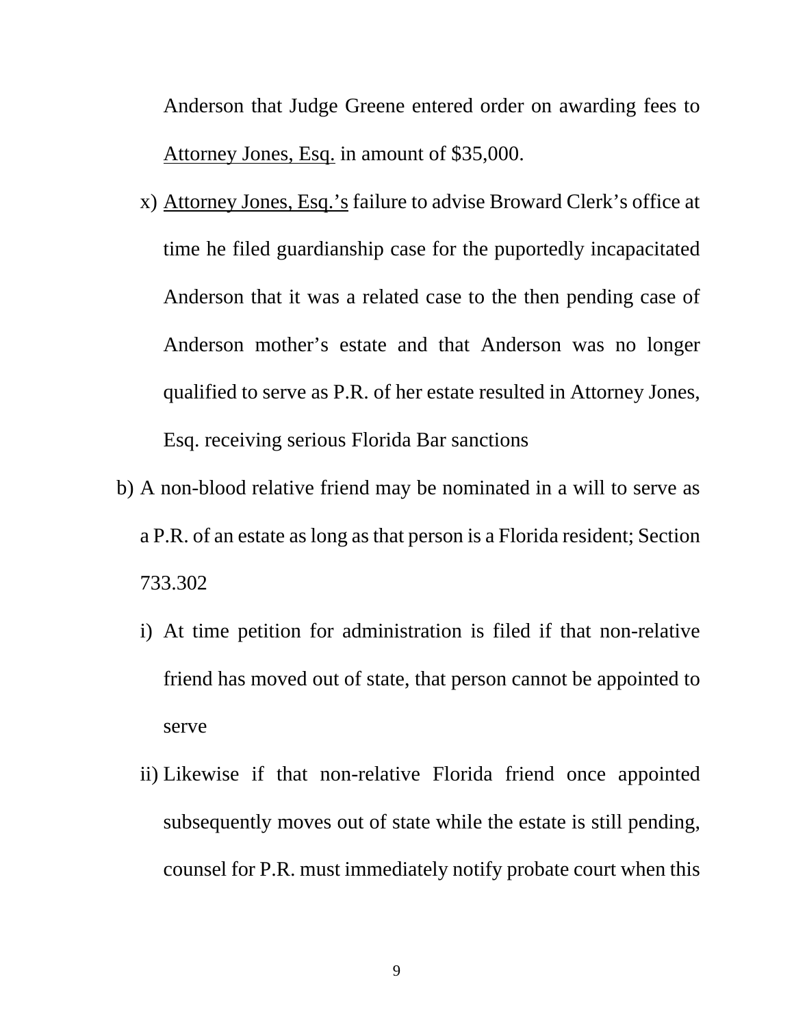Anderson that Judge Greene entered order on awarding fees to <u>Attorney Jones, Esq.</u> in amount of $35,000.

x) <u>Attorney Jones, Esq.'s</u> failure to advise Broward Clerk's office at time he filed guardianship case for the puportedly incapacitated Anderson that it was a related case to the then pending case of Anderson mother's estate and that Anderson was no longer qualified to serve as P.R. of her estate resulted in Attorney Jones, Esq. receiving serious Florida Bar sanctions

b) A non-blood relative friend may be nominated in a will to serve as a P.R. of an estate as long as that person is a Florida resident; Section 733.302

   i) At time petition for administration is filed if that non-relative friend has moved out of state, that person cannot be appointed to serve

   ii) Likewise if that non-relative Florida friend once appointed subsequently moves out of state while the estate is still pending, counsel for P.R. must immediately notify probate court when this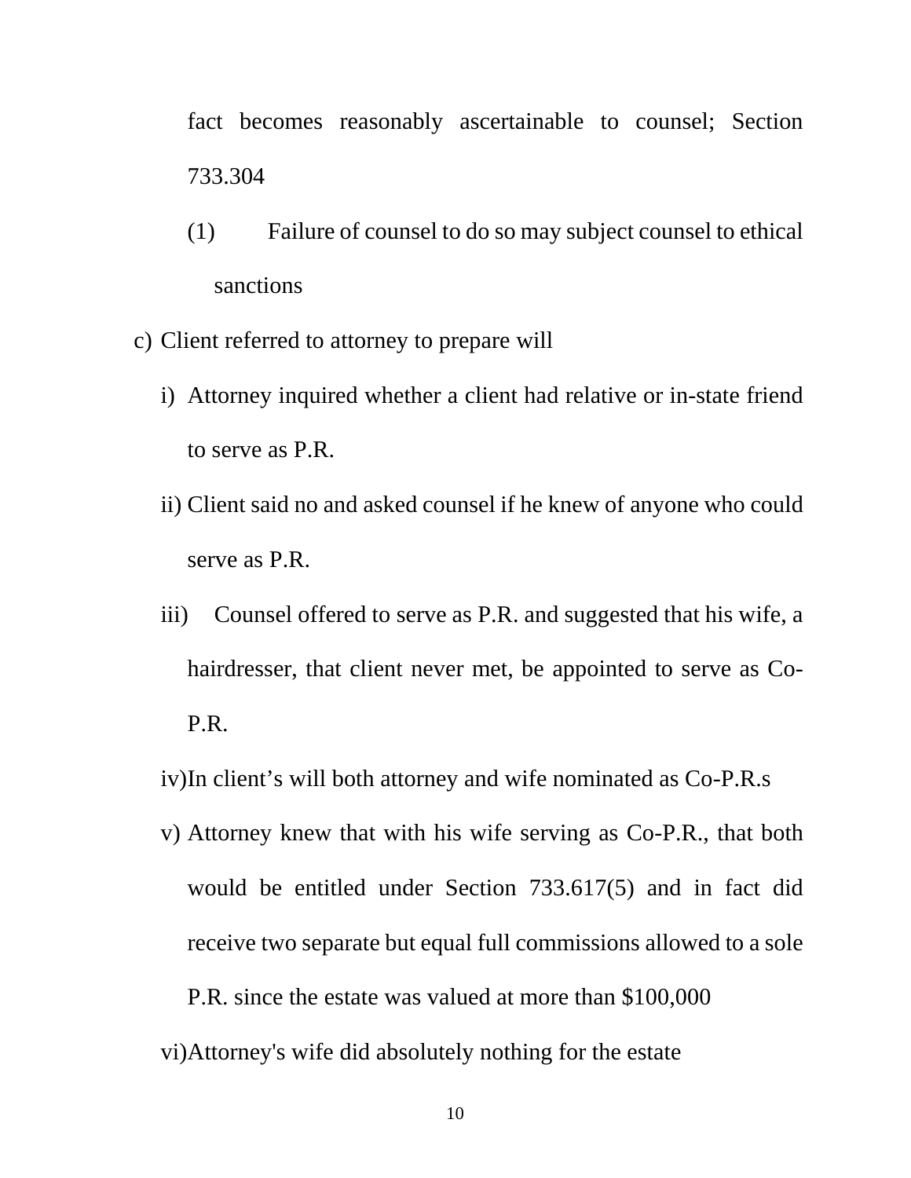fact becomes reasonably ascertainable to counsel; Section 733.304

(1) Failure of counsel to do so may subject counsel to ethical sanctions

c) Client referred to attorney to prepare will

   i) Attorney inquired whether a client had relative or in-state friend to serve as P.R.

   ii) Client said no and asked counsel if he knew of anyone who could serve as P.R.

   iii) Counsel offered to serve as P.R. and suggested that his wife, a hairdresser, that client never met, be appointed to serve as Co-P.R.

   iv) In client's will both attorney and wife nominated as Co-P.R.s

   v) Attorney knew that with his wife serving as Co-P.R., that both would be entitled under Section 733.617(5) and in fact did receive two separate but equal full commissions allowed to a sole P.R. since the estate was valued at more than $100,000

   vi) Attorney's wife did absolutely nothing for the estate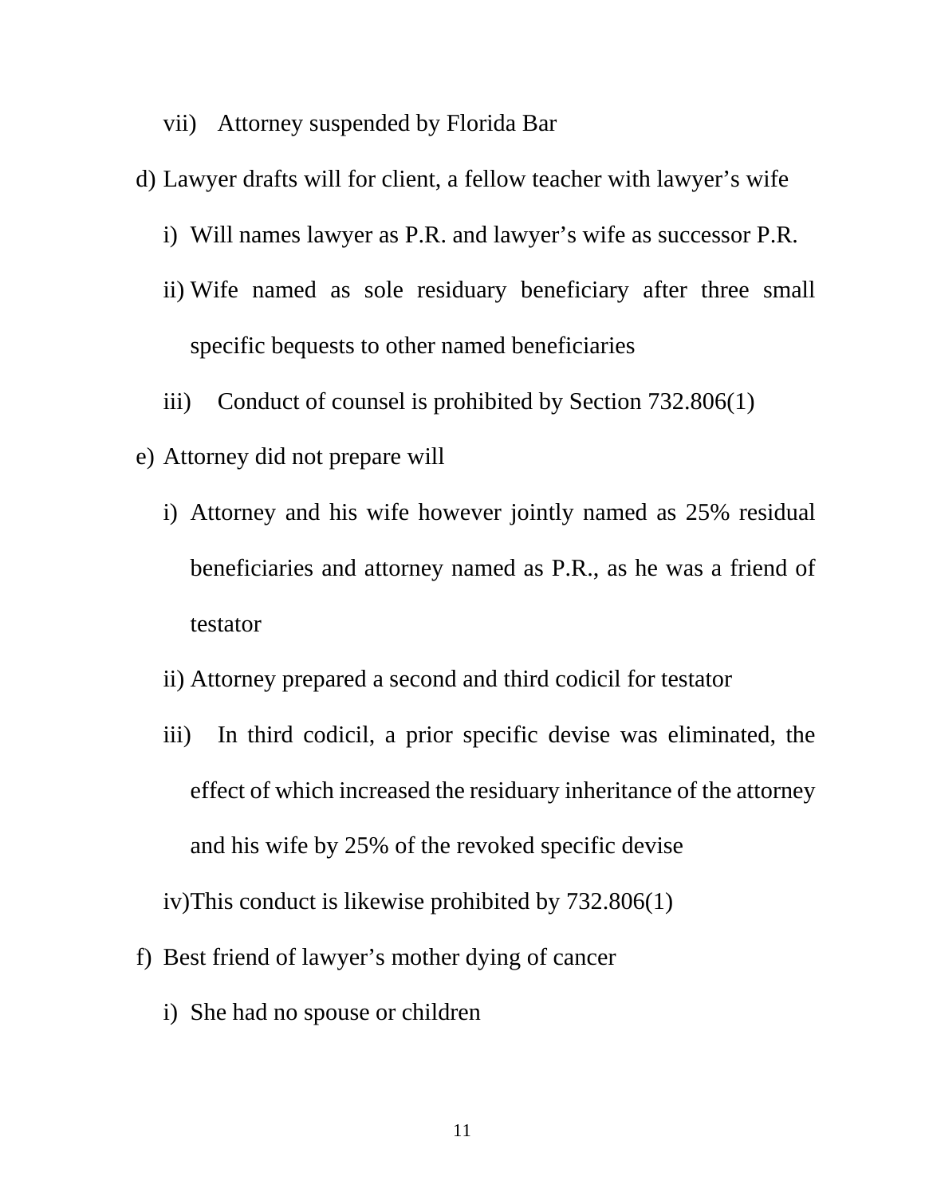vii) Attorney suspended by Florida Bar

d) Lawyer drafts will for client, a fellow teacher with lawyer's wife

   i) Will names lawyer as P.R. and lawyer's wife as successor P.R.

   ii) Wife named as sole residuary beneficiary after three small specific bequests to other named beneficiaries

   iii) Conduct of counsel is prohibited by Section 732.806(1)

e) Attorney did not prepare will

   i) Attorney and his wife however jointly named as 25% residual beneficiaries and attorney named as P.R., as he was a friend of testator

   ii) Attorney prepared a second and third codicil for testator

   iii) In third codicil, a prior specific devise was eliminated, the effect of which increased the residuary inheritance of the attorney and his wife by 25% of the revoked specific devise

   iv) This conduct is likewise prohibited by 732.806(1)

f) Best friend of lawyer's mother dying of cancer

   i) She had no spouse or children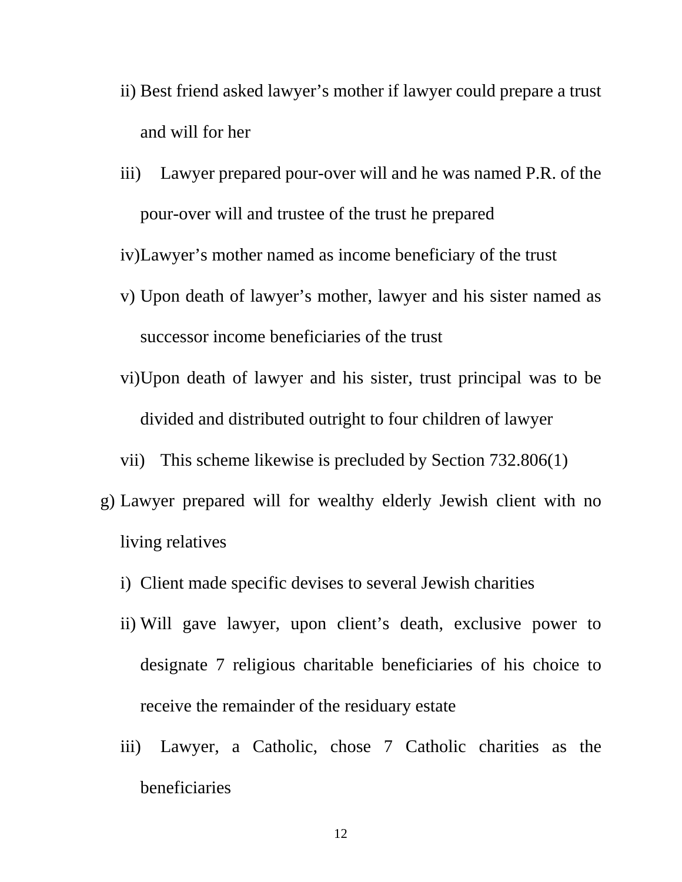- ii) Best friend asked lawyer's mother if lawyer could prepare a trust and will for her
   - iii) Lawyer prepared pour-over will and he was named P.R. of the pour-over will and trustee of the trust he prepared
   - iv) Lawyer's mother named as income beneficiary of the trust
   - v) Upon death of lawyer's mother, lawyer and his sister named as successor income beneficiaries of the trust
   - vi) Upon death of lawyer and his sister, trust principal was to be divided and distributed outright to four children of lawyer
   - vii) This scheme likewise is precluded by Section 732.806(1)

- g) Lawyer prepared will for wealthy elderly Jewish client with no living relatives
   - i) Client made specific devises to several Jewish charities
   - ii) Will gave lawyer, upon client's death, exclusive power to designate 7 religious charitable beneficiaries of his choice to receive the remainder of the residuary estate
   - iii) Lawyer, a Catholic, chose 7 Catholic charities as the beneficiaries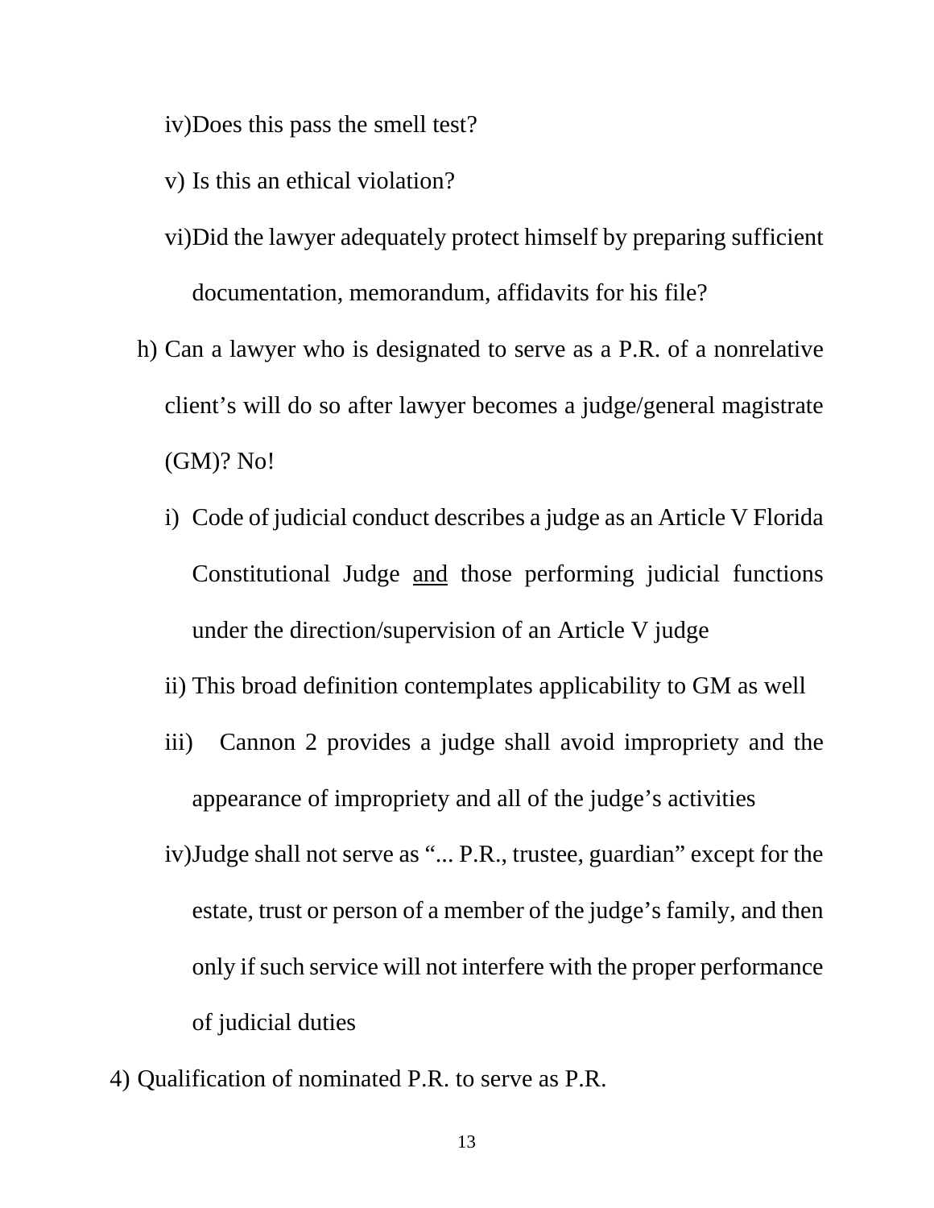iv) Does this pass the smell test?

v) Is this an ethical violation?

vi) Did the lawyer adequately protect himself by preparing sufficient documentation, memorandum, affidavits for his file?

h) Can a lawyer who is designated to serve as a P.R. of a nonrelative client's will do so after lawyer becomes a judge/general magistrate (GM)? No!

   i) Code of judicial conduct describes a judge as an Article V Florida Constitutional Judge <u>and</u> those performing judicial functions under the direction/supervision of an Article V judge

   ii) This broad definition contemplates applicability to GM as well

   iii) Cannon 2 provides a judge shall avoid impropriety and the appearance of impropriety and all of the judge's activities

   iv) Judge shall not serve as "... P.R., trustee, guardian" except for the estate, trust or person of a member of the judge's family, and then only if such service will not interfere with the proper performance of judicial duties

4) Qualification of nominated P.R. to serve as P.R.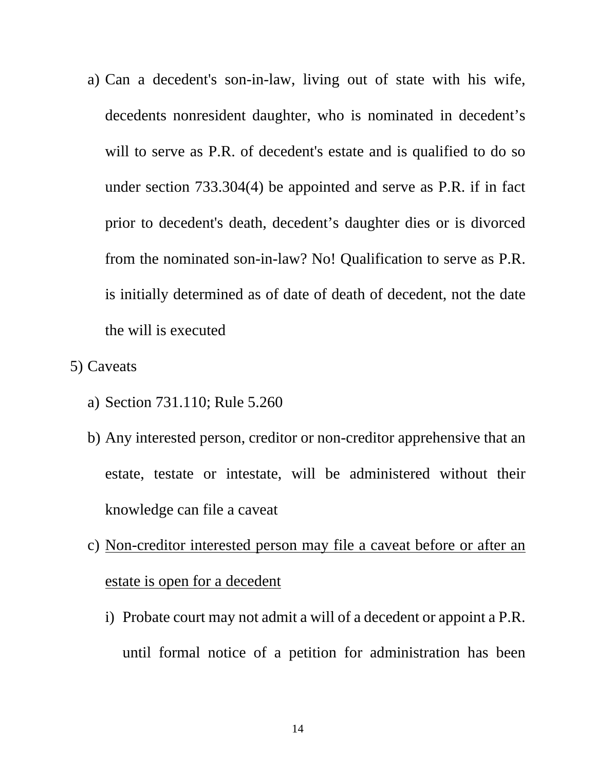a) Can a decedent's son-in-law, living out of state with his wife, decedents nonresident daughter, who is nominated in decedent's will to serve as P.R. of decedent's estate and is qualified to do so under section 733.304(4) be appointed and serve as P.R. if in fact prior to decedent's death, decedent's daughter dies or is divorced from the nominated son-in-law? No! Qualification to serve as P.R. is initially determined as of date of death of decedent, not the date the will is executed

5) Caveats

   a) Section 731.110; Rule 5.260

   b) Any interested person, creditor or non-creditor apprehensive that an estate, testate or intestate, will be administered without their knowledge can file a caveat

   c) <u>Non-creditor interested person may file a caveat before or after an estate is open for a decedent</u>

      i) Probate court may not admit a will of a decedent or appoint a P.R. until formal notice of a petition for administration has been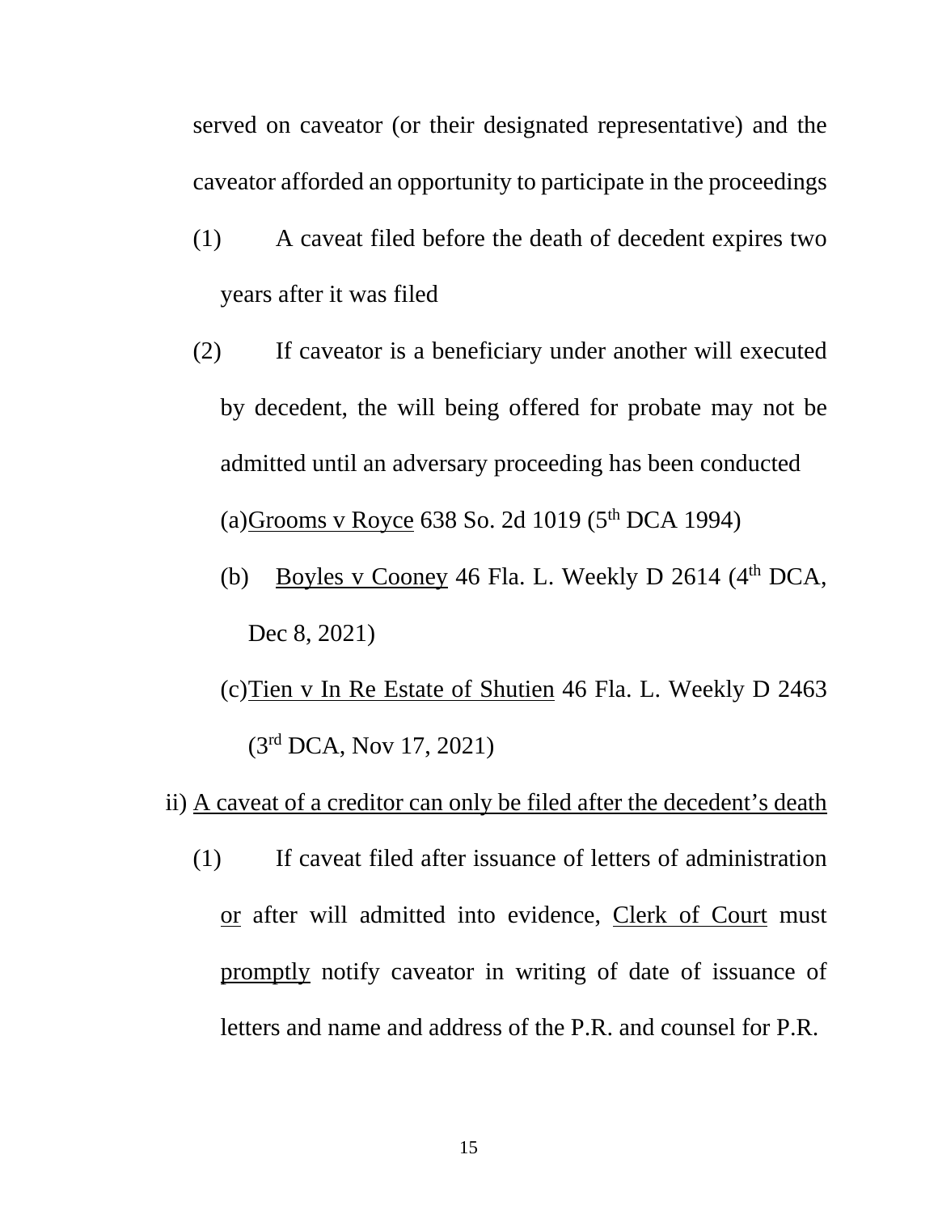served on caveator (or their designated representative) and the caveator afforded an opportunity to participate in the proceedings

(1) A caveat filed before the death of decedent expires two years after it was filed

(2) If caveator is a beneficiary under another will executed by decedent, the will being offered for probate may not be admitted until an adversary proceeding has been conducted

(a) <u>Grooms v Royce</u> 638 So. 2d 1019 (5th DCA 1994)

(b) <u>Boyles v Cooney</u> 46 Fla. L. Weekly D 2614 (4th DCA, Dec 8, 2021)

(c) <u>Tien v In Re Estate of Shutien</u> 46 Fla. L. Weekly D 2463 (3rd DCA, Nov 17, 2021)

ii) <u>A caveat of a creditor can only be filed after the decedent's death</u>

(1) If caveat filed after issuance of letters of administration <u>or</u> after will admitted into evidence, <u>Clerk of Court</u> must <u>promptly</u> notify caveator in writing of date of issuance of letters and name and address of the P.R. and counsel for P.R.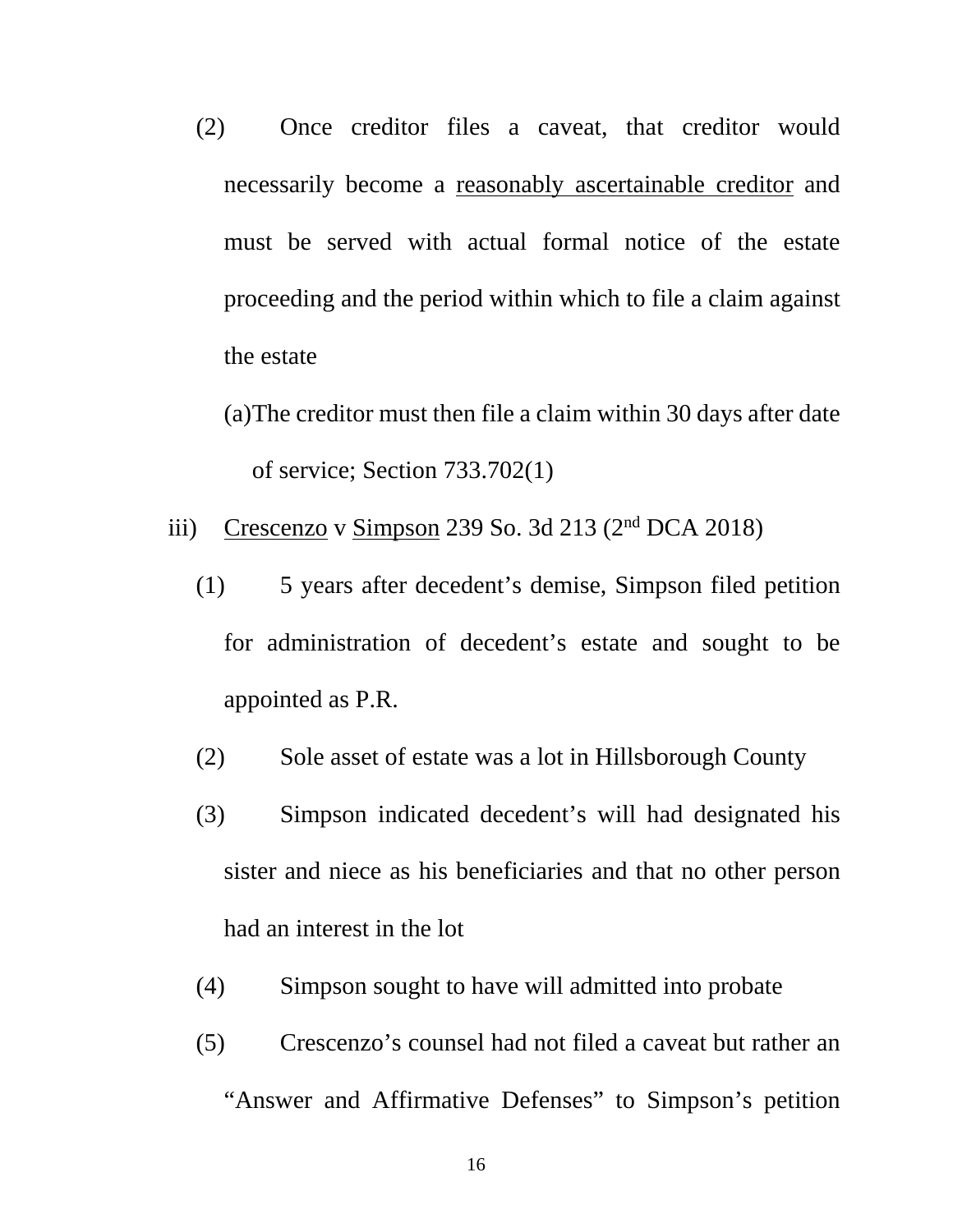(2) Once creditor files a caveat, that creditor would necessarily become a <u>reasonably ascertainable creditor</u> and must be served with actual formal notice of the estate proceeding and the period within which to file a claim against the estate

(a) The creditor must then file a claim within 30 days after date of service; Section 733.702(1)

iii) <u>Crescenzo</u> v <u>Simpson</u> 239 So. 3d 213 (2nd DCA 2018)

(1) 5 years after decedent's demise, Simpson filed petition for administration of decedent's estate and sought to be appointed as P.R.

(2) Sole asset of estate was a lot in Hillsborough County

(3) Simpson indicated decedent's will had designated his sister and niece as his beneficiaries and that no other person had an interest in the lot

(4) Simpson sought to have will admitted into probate

(5) Crescenzo's counsel had not filed a caveat but rather an "Answer and Affirmative Defenses" to Simpson's petition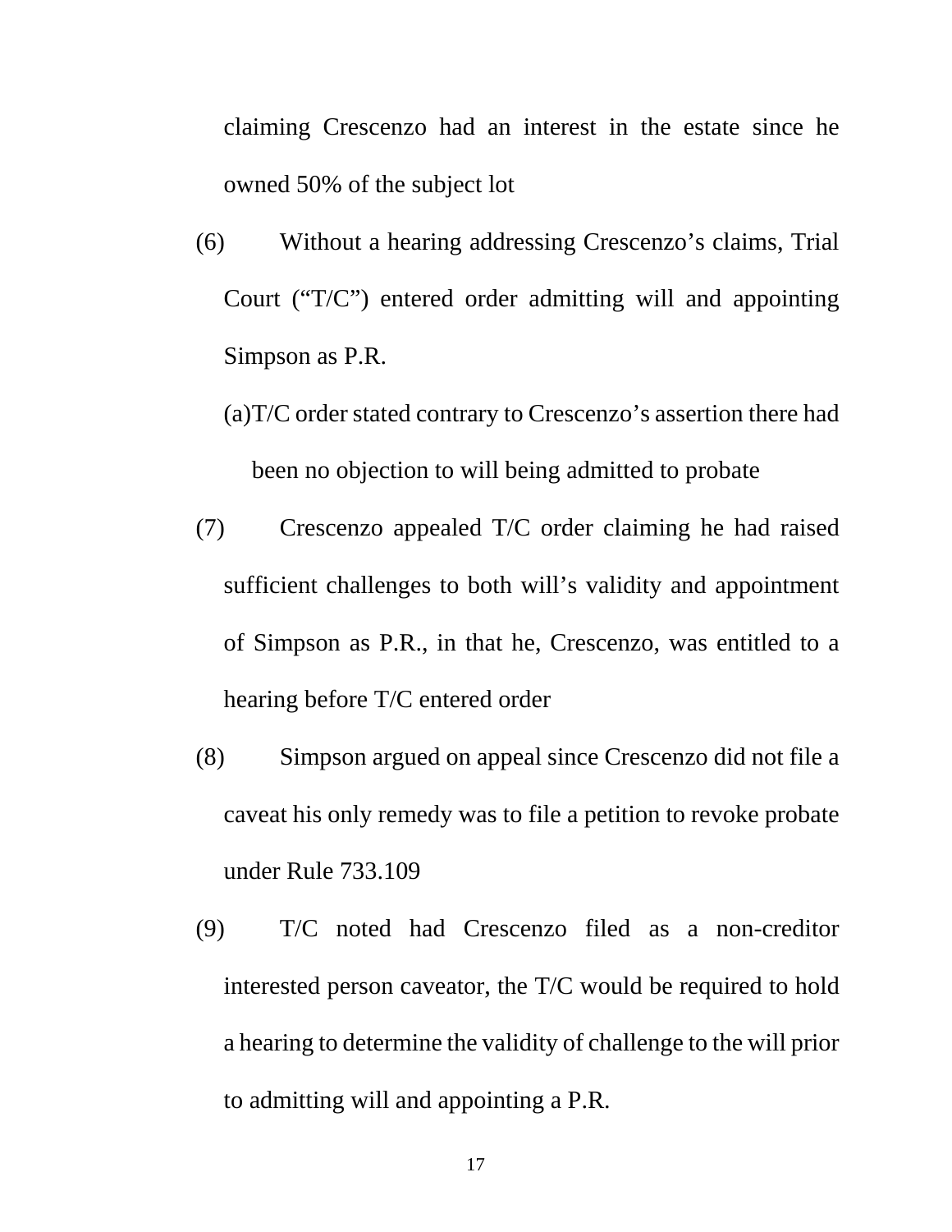claiming Crescenzo had an interest in the estate since he owned 50% of the subject lot

(6) Without a hearing addressing Crescenzo's claims, Trial Court ("T/C") entered order admitting will and appointing Simpson as P.R.

  (a) T/C order stated contrary to Crescenzo's assertion there had been no objection to will being admitted to probate

(7) Crescenzo appealed T/C order claiming he had raised sufficient challenges to both will's validity and appointment of Simpson as P.R., in that he, Crescenzo, was entitled to a hearing before T/C entered order

(8) Simpson argued on appeal since Crescenzo did not file a caveat his only remedy was to file a petition to revoke probate under Rule 733.109

(9) T/C noted had Crescenzo filed as a non-creditor interested person caveator, the T/C would be required to hold a hearing to determine the validity of challenge to the will prior to admitting will and appointing a P.R.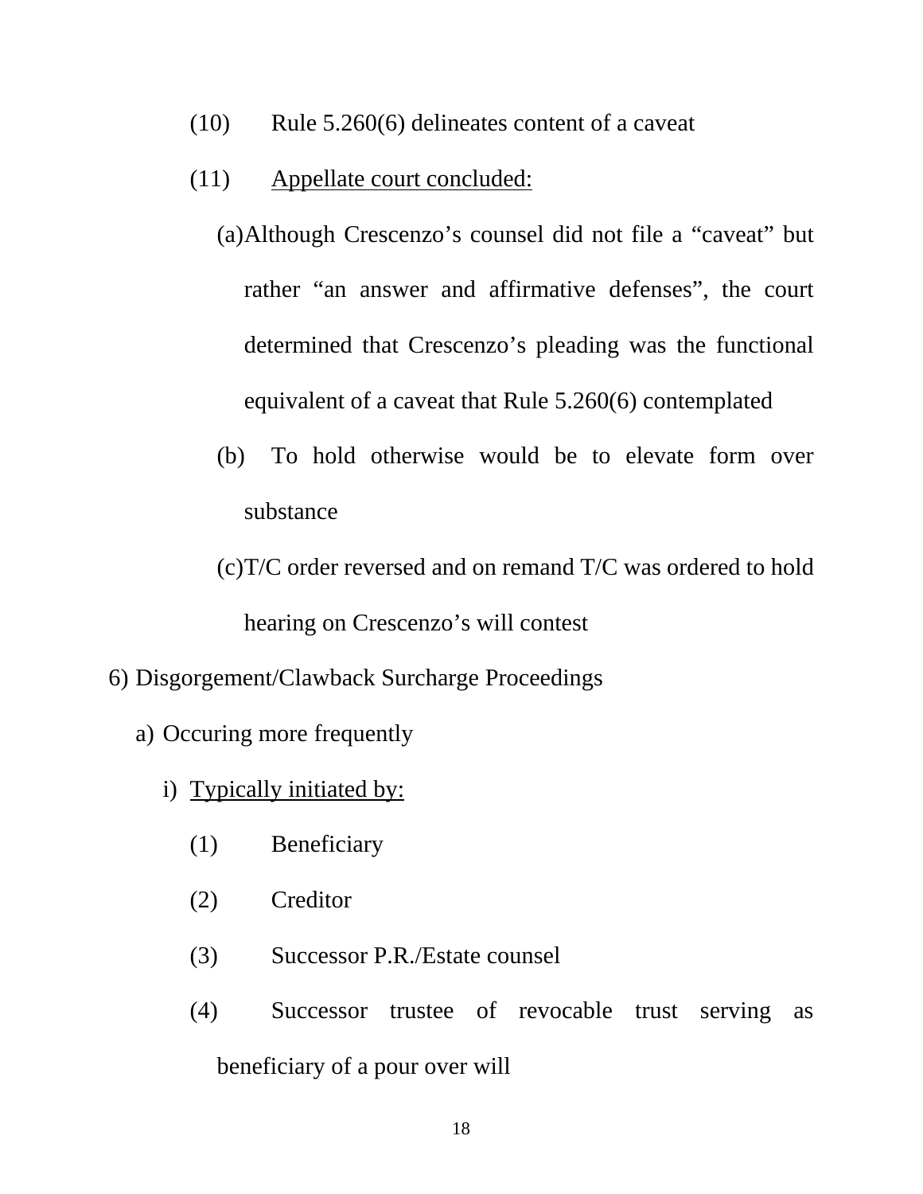(10) Rule 5.260(6) delineates content of a caveat

(11) <u>Appellate court concluded:</u>

(a) Although Crescenzo's counsel did not file a "caveat" but rather "an answer and affirmative defenses", the court determined that Crescenzo's pleading was the functional equivalent of a caveat that Rule 5.260(6) contemplated

(b) To hold otherwise would be to elevate form over substance

(c) T/C order reversed and on remand T/C was ordered to hold hearing on Crescenzo's will contest

6) Disgorgement/Clawback Surcharge Proceedings

a) Occuring more frequently

i) <u>Typically initiated by:</u>

(1) Beneficiary

(2) Creditor

(3) Successor P.R./Estate counsel

(4) Successor trustee of revocable trust serving as beneficiary of a pour over will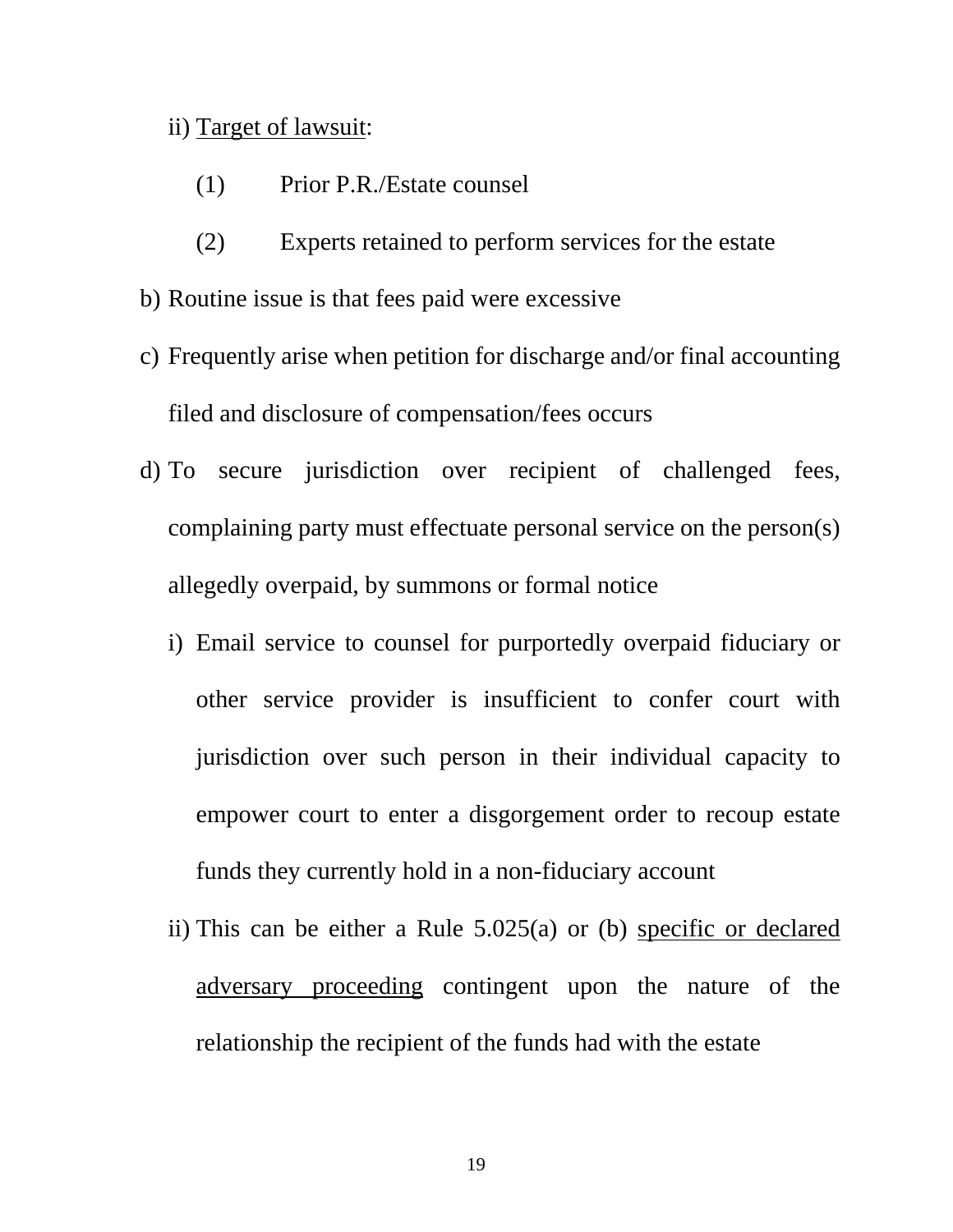ii) <u>Target of lawsuit</u>:

(1) Prior P.R./Estate counsel

(2) Experts retained to perform services for the estate

b) Routine issue is that fees paid were excessive

c) Frequently arise when petition for discharge and/or final accounting filed and disclosure of compensation/fees occurs

d) To secure jurisdiction over recipient of challenged fees, complaining party must effectuate personal service on the person(s) allegedly overpaid, by summons or formal notice

i) Email service to counsel for purportedly overpaid fiduciary or other service provider is insufficient to confer court with jurisdiction over such person in their individual capacity to empower court to enter a disgorgement order to recoup estate funds they currently hold in a non-fiduciary account

ii) This can be either a Rule 5.025(a) or (b) <u>specific or declared adversary proceeding</u> contingent upon the nature of the relationship the recipient of the funds had with the estate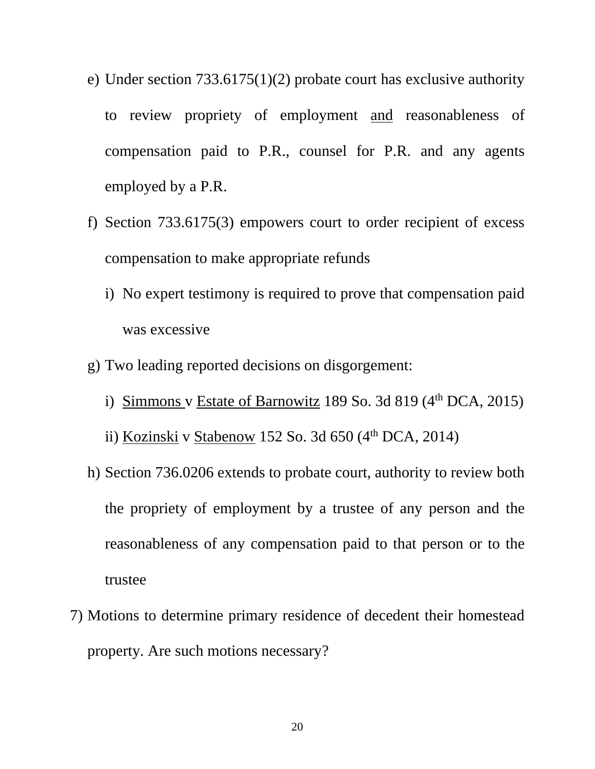e) Under section 733.6175(1)(2) probate court has exclusive authority to review propriety of employment <u>and</u> reasonableness of compensation paid to P.R., counsel for P.R. and any agents employed by a P.R.

f) Section 733.6175(3) empowers court to order recipient of excess compensation to make appropriate refunds

   i) No expert testimony is required to prove that compensation paid was excessive

g) Two leading reported decisions on disgorgement:

   i) <u>Simmons</u> v <u>Estate of Barnowitz</u> 189 So. 3d 819 (4th DCA, 2015)

   ii) <u>Kozinski</u> v <u>Stabenow</u> 152 So. 3d 650 (4th DCA, 2014)

h) Section 736.0206 extends to probate court, authority to review both the propriety of employment by a trustee of any person and the reasonableness of any compensation paid to that person or to the trustee

7) Motions to determine primary residence of decedent their homestead property. Are such motions necessary?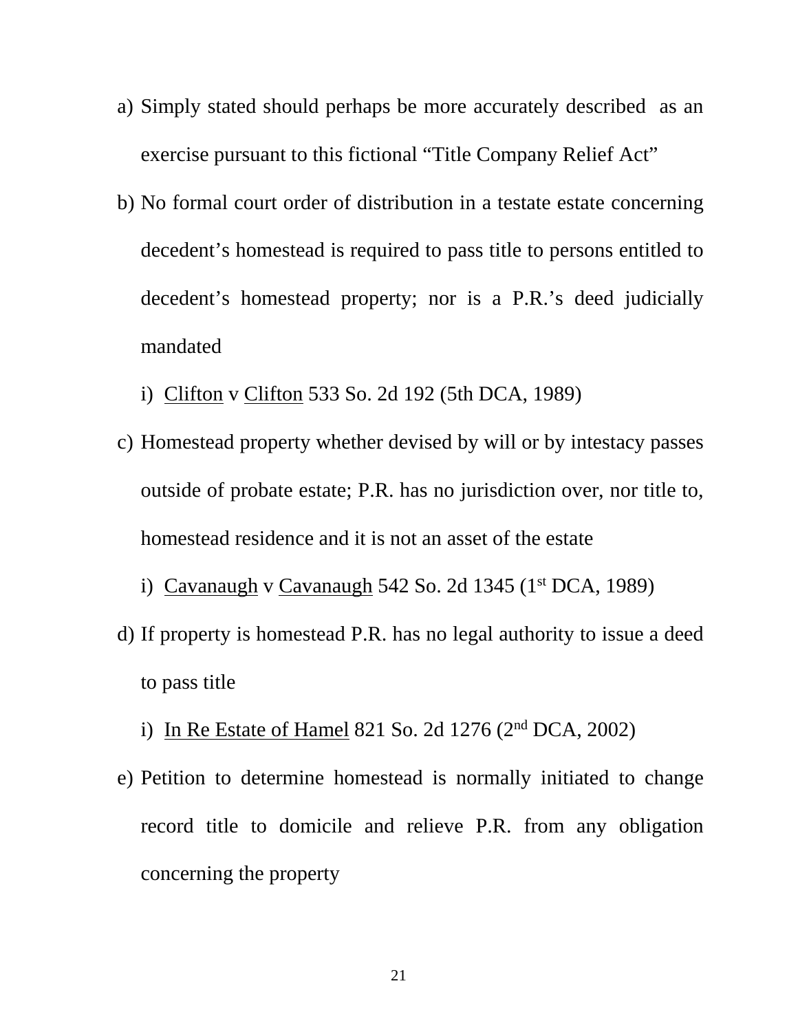a) Simply stated should perhaps be more accurately described as an exercise pursuant to this fictional "Title Company Relief Act"

b) No formal court order of distribution in a testate estate concerning decedent's homestead is required to pass title to persons entitled to decedent's homestead property; nor is a P.R.'s deed judicially mandated

   i) Clifton v Clifton 533 So. 2d 192 (5th DCA, 1989)

c) Homestead property whether devised by will or by intestacy passes outside of probate estate; P.R. has no jurisdiction over, nor title to, homestead residence and it is not an asset of the estate

   i) Cavanaugh v Cavanaugh 542 So. 2d 1345 (1st DCA, 1989)

d) If property is homestead P.R. has no legal authority to issue a deed to pass title

   i) In Re Estate of Hamel 821 So. 2d 1276 (2nd DCA, 2002)

e) Petition to determine homestead is normally initiated to change record title to domicile and relieve P.R. from any obligation concerning the property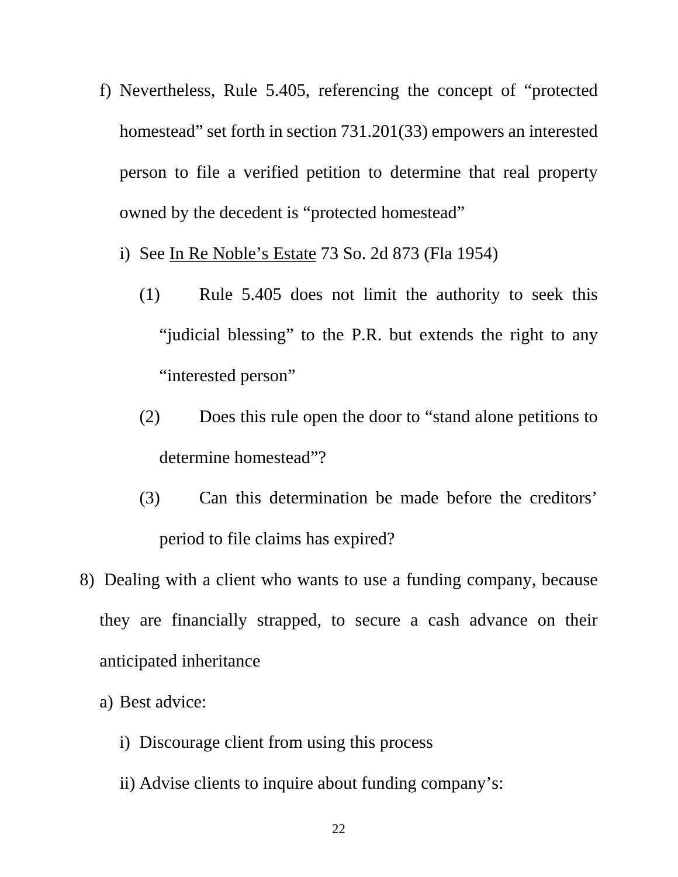f) Nevertheless, Rule 5.405, referencing the concept of "protected homestead" set forth in section 731.201(33) empowers an interested person to file a verified petition to determine that real property owned by the decedent is "protected homestead"

   i) See <u>In Re Noble's Estate</u> 73 So. 2d 873 (Fla 1954)

      (1) Rule 5.405 does not limit the authority to seek this "judicial blessing" to the P.R. but extends the right to any "interested person"

      (2) Does this rule open the door to "stand alone petitions to determine homestead"?

      (3) Can this determination be made before the creditors' period to file claims has expired?

8) Dealing with a client who wants to use a funding company, because they are financially strapped, to secure a cash advance on their anticipated inheritance

   a) Best advice:

      i) Discourage client from using this process

      ii) Advise clients to inquire about funding company's: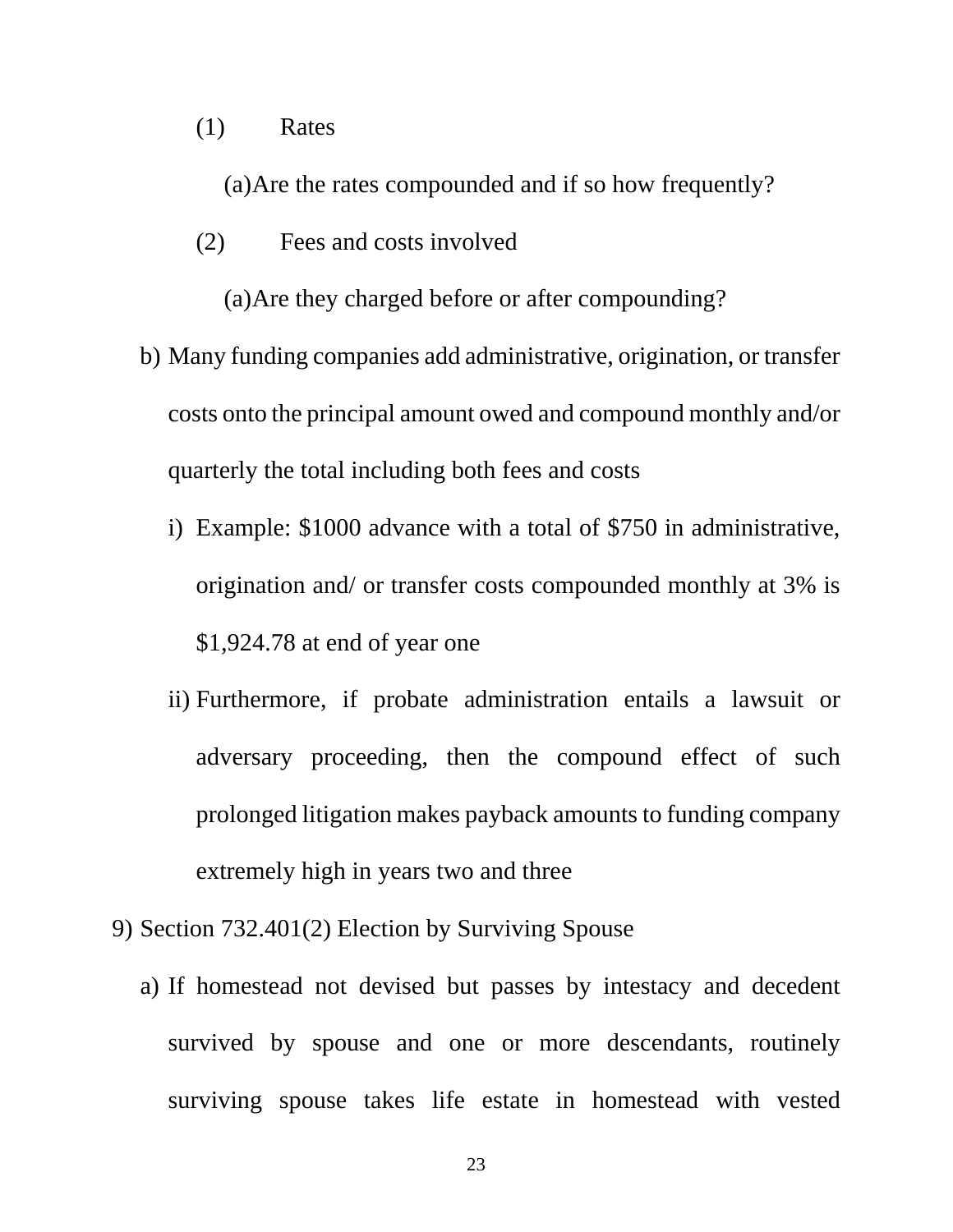(1) Rates

(a) Are the rates compounded and if so how frequently?

(2) Fees and costs involved

(a) Are they charged before or after compounding?

b) Many funding companies add administrative, origination, or transfer costs onto the principal amount owed and compound monthly and/or quarterly the total including both fees and costs

i) Example: $1000 advance with a total of $750 in administrative, origination and/ or transfer costs compounded monthly at 3% is $1,924.78 at end of year one

ii) Furthermore, if probate administration entails a lawsuit or adversary proceeding, then the compound effect of such prolonged litigation makes payback amounts to funding company extremely high in years two and three

9) Section 732.401(2) Election by Surviving Spouse

a) If homestead not devised but passes by intestacy and decedent survived by spouse and one or more descendants, routinely surviving spouse takes life estate in homestead with vested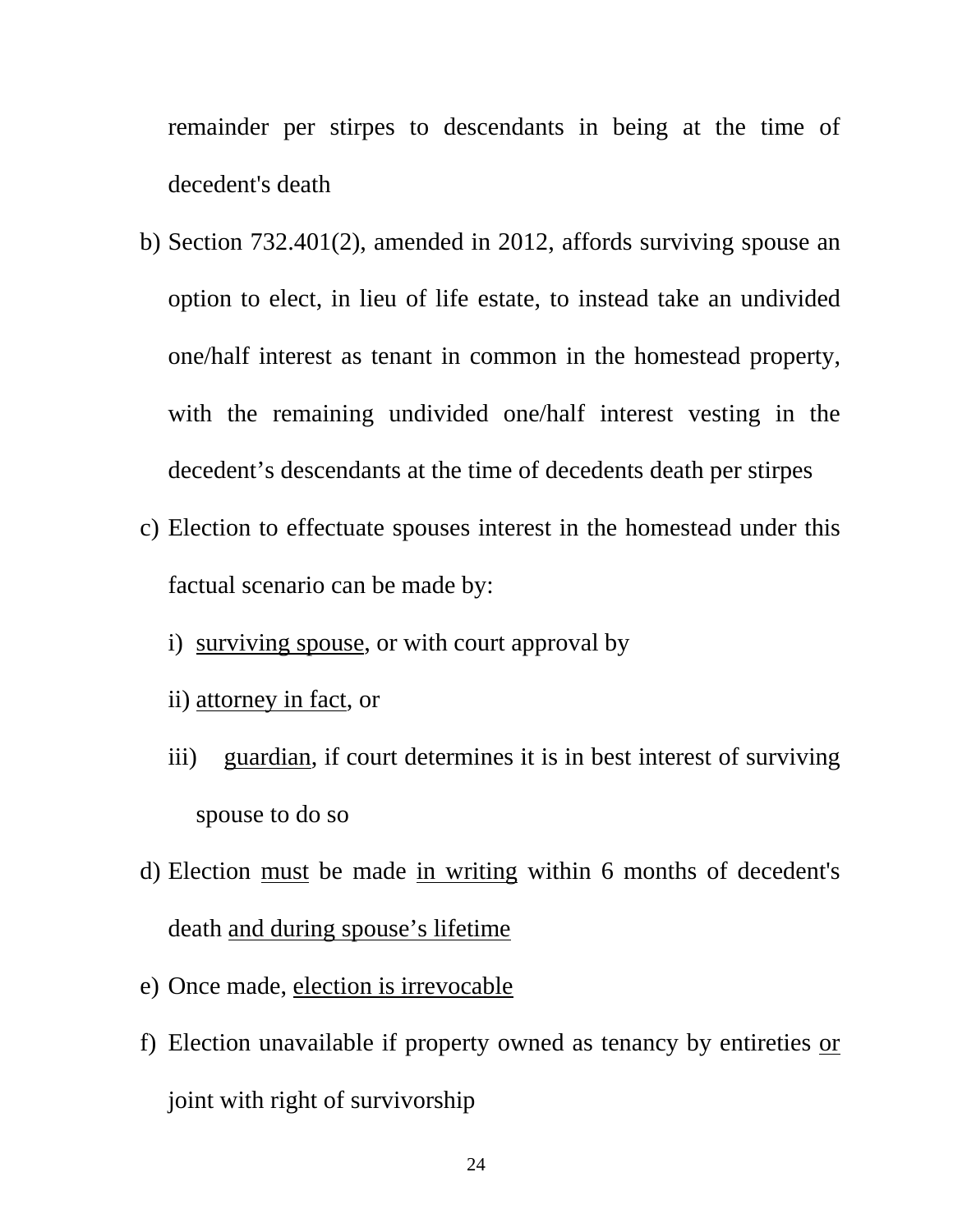remainder per stirpes to descendants in being at the time of decedent's death

b) Section 732.401(2), amended in 2012, affords surviving spouse an option to elect, in lieu of life estate, to instead take an undivided one/half interest as tenant in common in the homestead property, with the remaining undivided one/half interest vesting in the decedent's descendants at the time of decedents death per stirpes

c) Election to effectuate spouses interest in the homestead under this factual scenario can be made by:

   i) <u>surviving spouse</u>, or with court approval by

   ii) <u>attorney in fact</u>, or

   iii) <u>guardian</u>, if court determines it is in best interest of surviving spouse to do so

d) Election <u>must</u> be made <u>in writing</u> within 6 months of decedent's death <u>and during spouse's lifetime</u>

e) Once made, <u>election is irrevocable</u>

f) Election unavailable if property owned as tenancy by entireties <u>or</u> joint with right of survivorship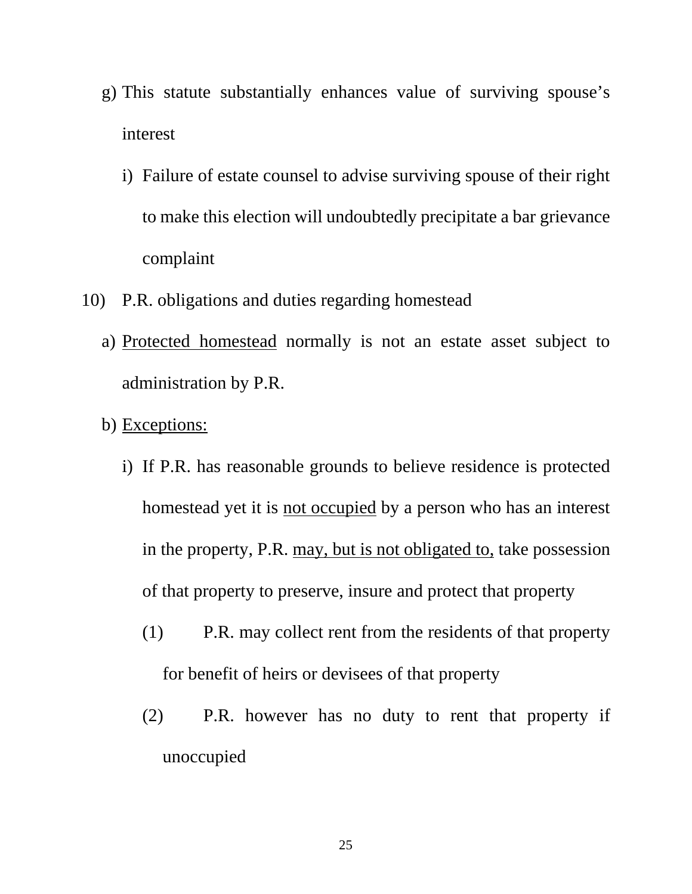g) This statute substantially enhances value of surviving spouse's interest

   i) Failure of estate counsel to advise surviving spouse of their right to make this election will undoubtedly precipitate a bar grievance complaint

10) P.R. obligations and duties regarding homestead

   a) <u>Protected homestead</u> normally is not an estate asset subject to administration by P.R.

   b) <u>Exceptions:</u>

      i) If P.R. has reasonable grounds to believe residence is protected homestead yet it is <u>not occupied</u> by a person who has an interest in the property, P.R. <u>may, but is not obligated to,</u> take possession of that property to preserve, insure and protect that property

         (1) P.R. may collect rent from the residents of that property for benefit of heirs or devisees of that property

         (2) P.R. however has no duty to rent that property if unoccupied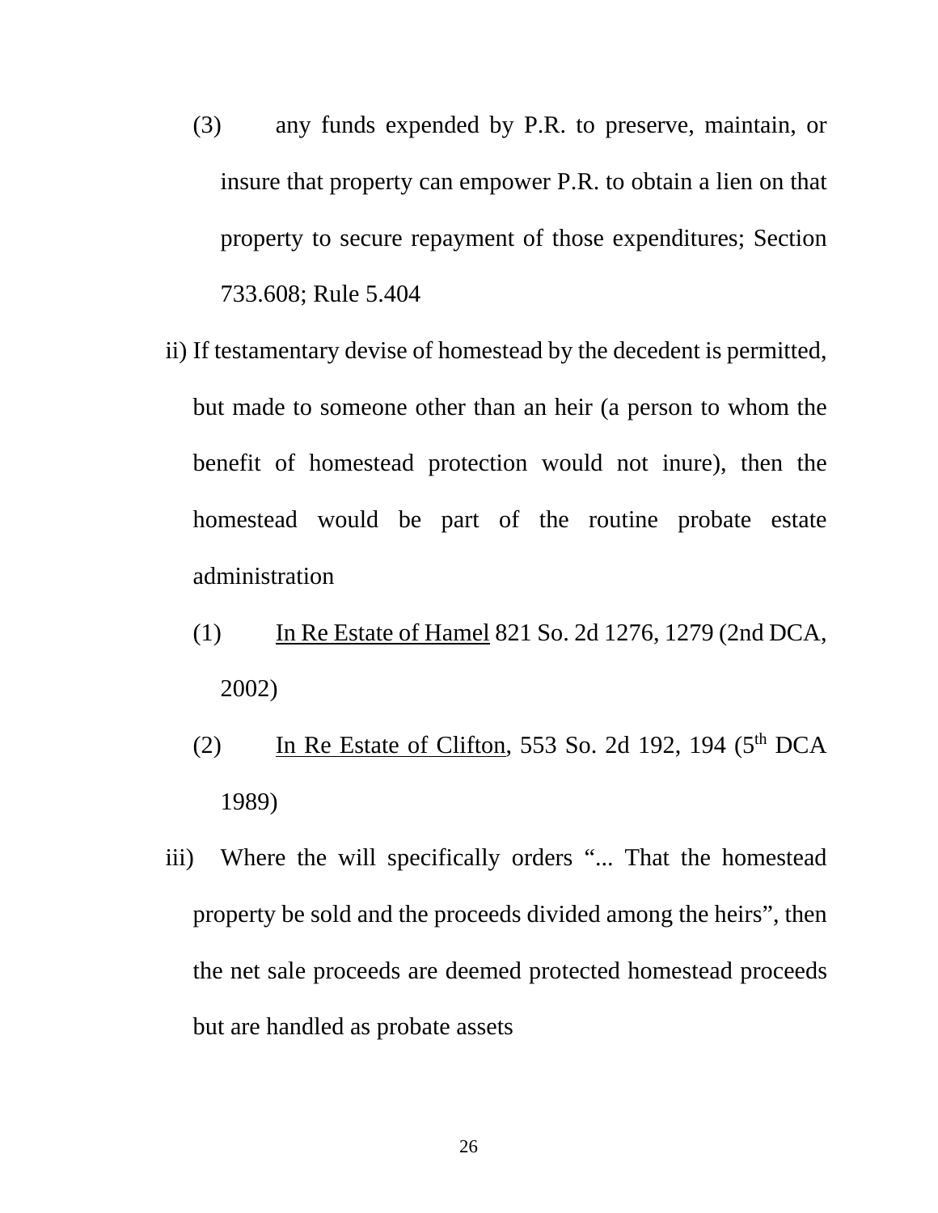(3) any funds expended by P.R. to preserve, maintain, or insure that property can empower P.R. to obtain a lien on that property to secure repayment of those expenditures; Section 733.608; Rule 5.404

ii) If testamentary devise of homestead by the decedent is permitted, but made to someone other than an heir (a person to whom the benefit of homestead protection would not inure), then the homestead would be part of the routine probate estate administration

(1) In Re Estate of Hamel 821 So. 2d 1276, 1279 (2nd DCA, 2002)

(2) In Re Estate of Clifton, 553 So. 2d 192, 194 (5th DCA 1989)

iii) Where the will specifically orders "... That the homestead property be sold and the proceeds divided among the heirs", then the net sale proceeds are deemed protected homestead proceeds but are handled as probate assets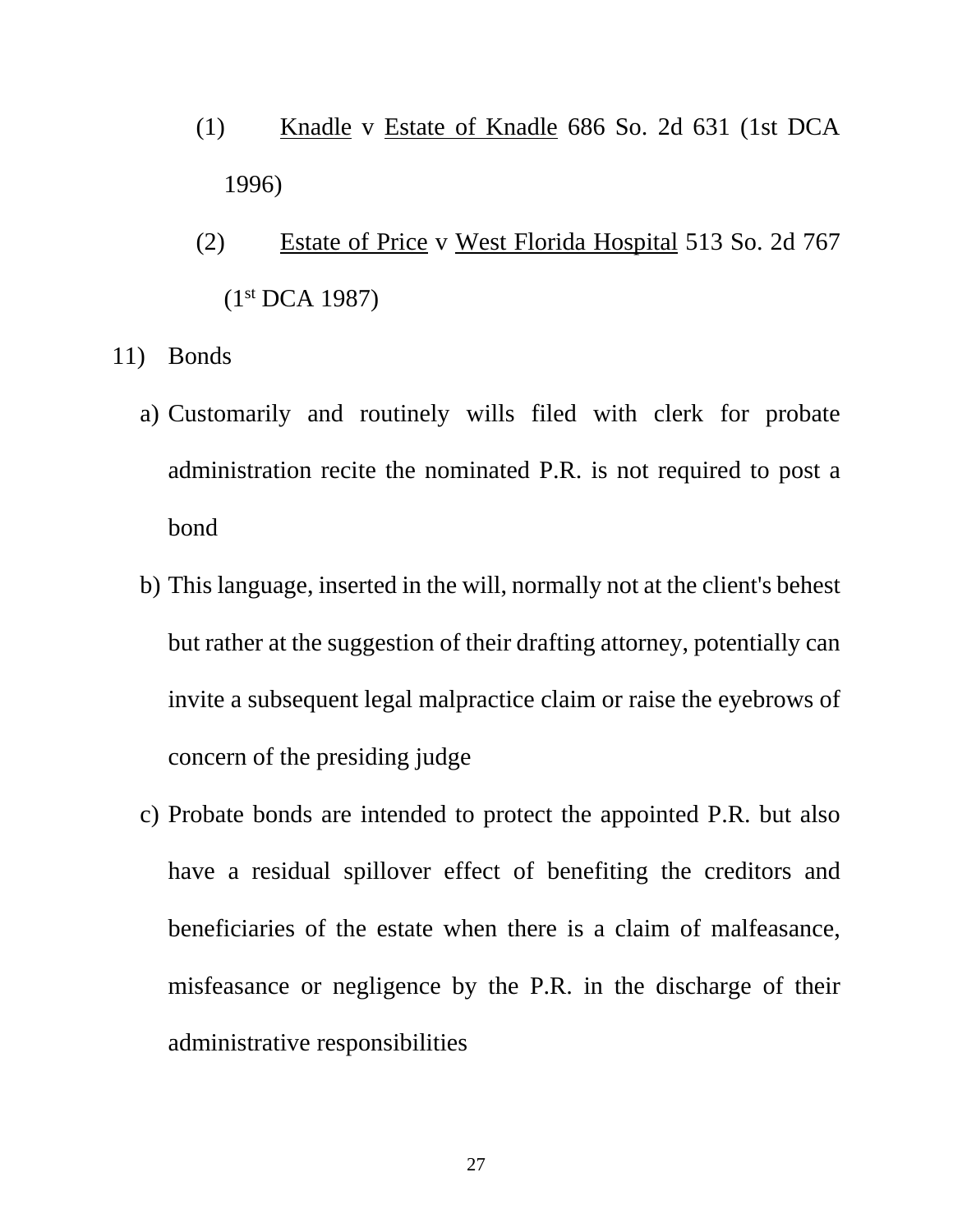(1) Knadle v Estate of Knadle 686 So. 2d 631 (1st DCA 1996)

(2) Estate of Price v West Florida Hospital 513 So. 2d 767 (1st DCA 1987)

11) Bonds

a) Customarily and routinely wills filed with clerk for probate administration recite the nominated P.R. is not required to post a bond

b) This language, inserted in the will, normally not at the client's behest but rather at the suggestion of their drafting attorney, potentially can invite a subsequent legal malpractice claim or raise the eyebrows of concern of the presiding judge

c) Probate bonds are intended to protect the appointed P.R. but also have a residual spillover effect of benefiting the creditors and beneficiaries of the estate when there is a claim of malfeasance, misfeasance or negligence by the P.R. in the discharge of their administrative responsibilities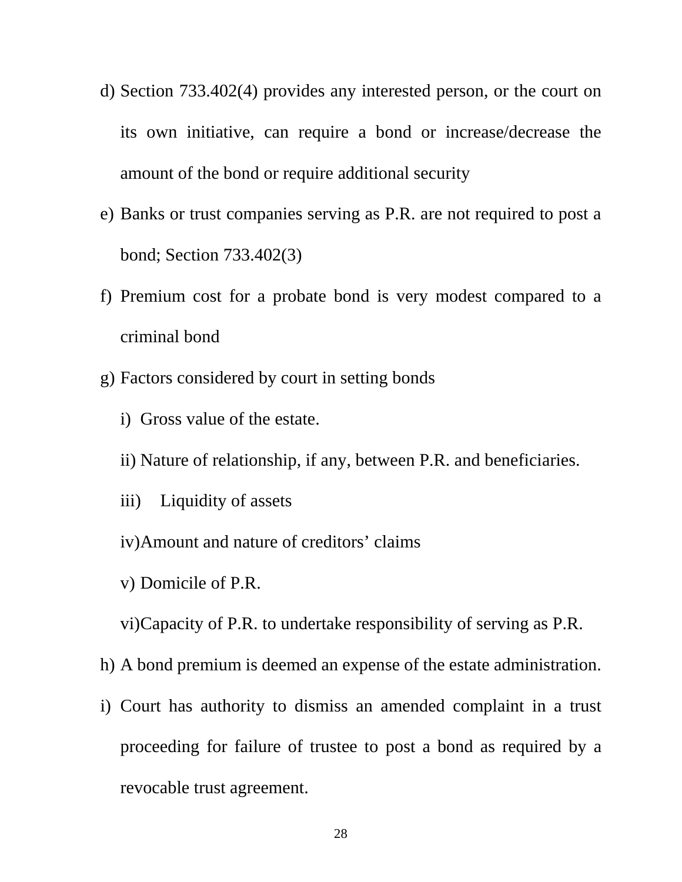d) Section 733.402(4) provides any interested person, or the court on its own initiative, can require a bond or increase/decrease the amount of the bond or require additional security

e) Banks or trust companies serving as P.R. are not required to post a bond; Section 733.402(3)

f) Premium cost for a probate bond is very modest compared to a criminal bond

g) Factors considered by court in setting bonds

   i) Gross value of the estate.

   ii) Nature of relationship, if any, between P.R. and beneficiaries.

   iii) Liquidity of assets

   iv) Amount and nature of creditors' claims

   v) Domicile of P.R.

   vi) Capacity of P.R. to undertake responsibility of serving as P.R.

h) A bond premium is deemed an expense of the estate administration.

i) Court has authority to dismiss an amended complaint in a trust proceeding for failure of trustee to post a bond as required by a revocable trust agreement.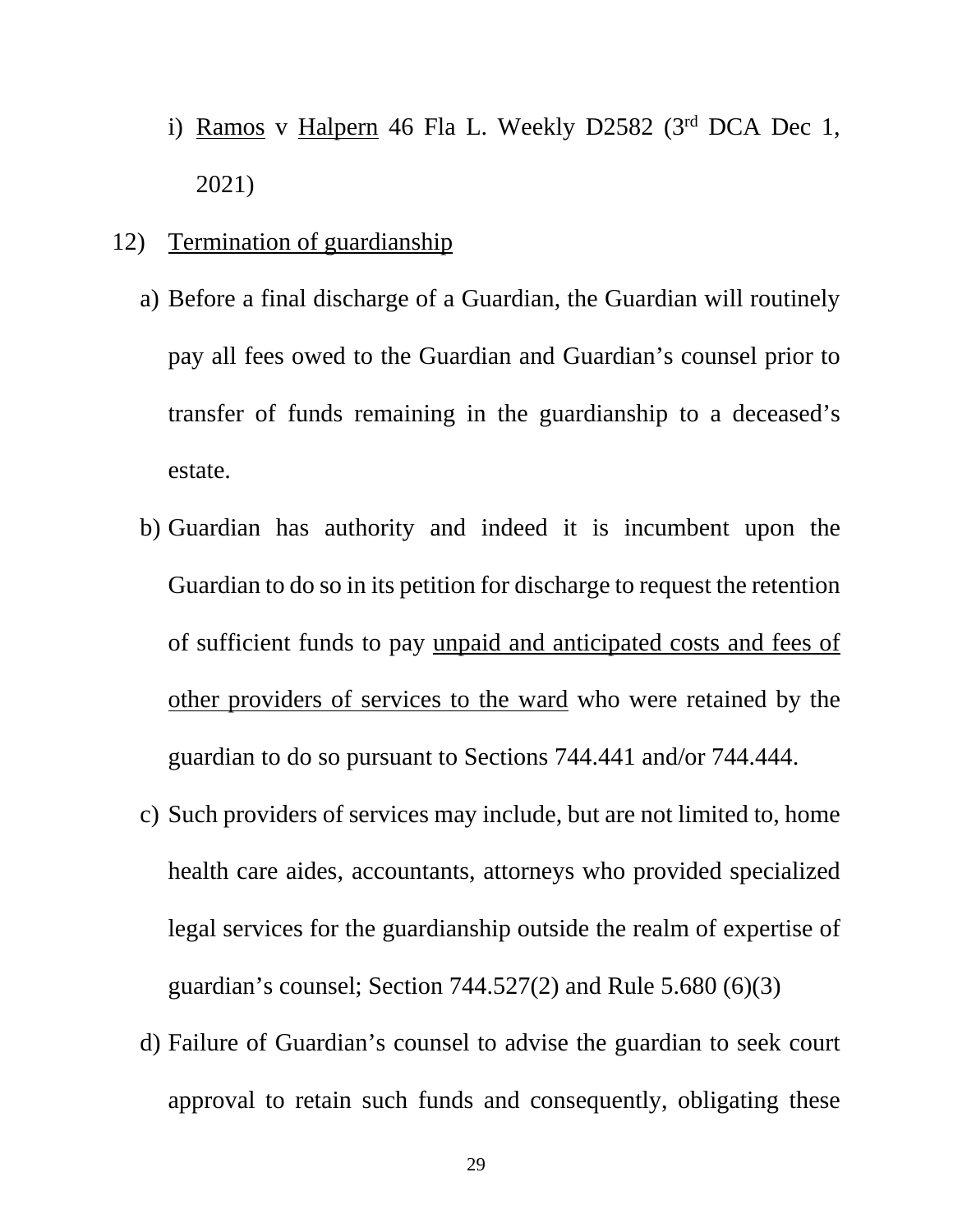i) <u>Ramos</u> v <u>Halpern</u> 46 Fla L. Weekly D2582 (3rd DCA Dec 1, 2021)

12) <u>Termination of guardianship</u>

a) Before a final discharge of a Guardian, the Guardian will routinely pay all fees owed to the Guardian and Guardian's counsel prior to transfer of funds remaining in the guardianship to a deceased's estate.

b) Guardian has authority and indeed it is incumbent upon the Guardian to do so in its petition for discharge to request the retention of sufficient funds to pay <u>unpaid and anticipated costs and fees of other providers of services to the ward</u> who were retained by the guardian to do so pursuant to Sections 744.441 and/or 744.444.

c) Such providers of services may include, but are not limited to, home health care aides, accountants, attorneys who provided specialized legal services for the guardianship outside the realm of expertise of guardian's counsel; Section 744.527(2) and Rule 5.680 (6)(3)

d) Failure of Guardian's counsel to advise the guardian to seek court approval to retain such funds and consequently, obligating these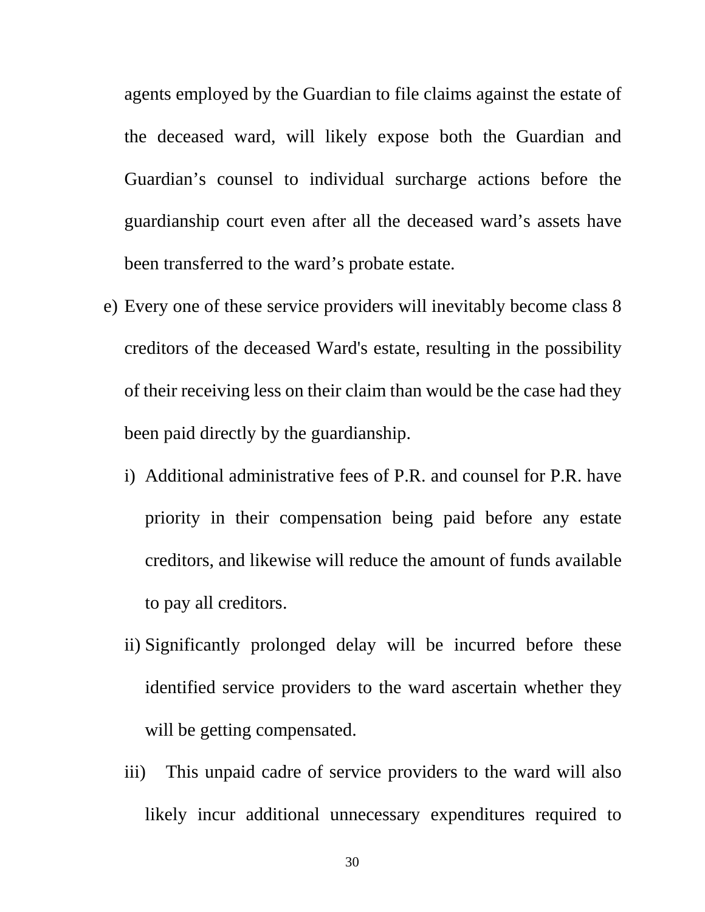agents employed by the Guardian to file claims against the estate of the deceased ward, will likely expose both the Guardian and Guardian's counsel to individual surcharge actions before the guardianship court even after all the deceased ward's assets have been transferred to the ward's probate estate.

e) Every one of these service providers will inevitably become class 8 creditors of the deceased Ward's estate, resulting in the possibility of their receiving less on their claim than would be the case had they been paid directly by the guardianship.

   i) Additional administrative fees of P.R. and counsel for P.R. have priority in their compensation being paid before any estate creditors, and likewise will reduce the amount of funds available to pay all creditors.

   ii) Significantly prolonged delay will be incurred before these identified service providers to the ward ascertain whether they will be getting compensated.

   iii) This unpaid cadre of service providers to the ward will also likely incur additional unnecessary expenditures required to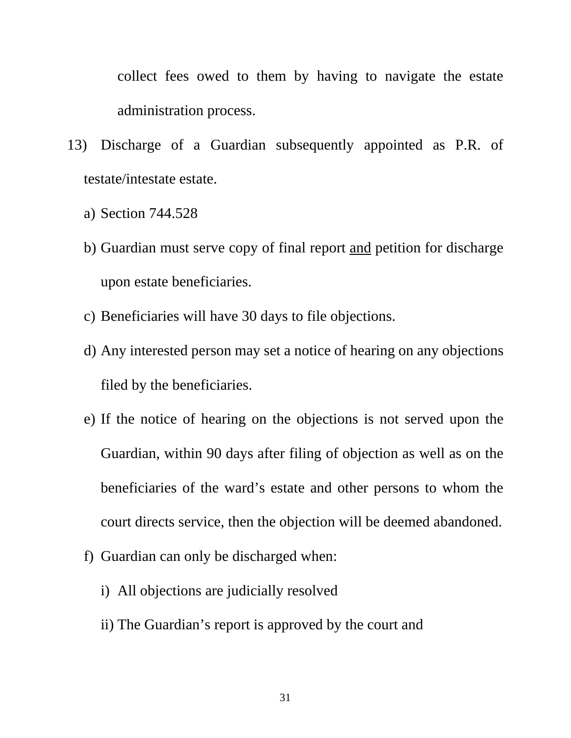collect fees owed to them by having to navigate the estate administration process.

13) Discharge of a Guardian subsequently appointed as P.R. of testate/intestate estate.

   a) Section 744.528

   b) Guardian must serve copy of final report <u>and</u> petition for discharge upon estate beneficiaries.

   c) Beneficiaries will have 30 days to file objections.

   d) Any interested person may set a notice of hearing on any objections filed by the beneficiaries.

   e) If the notice of hearing on the objections is not served upon the Guardian, within 90 days after filing of objection as well as on the beneficiaries of the ward's estate and other persons to whom the court directs service, then the objection will be deemed abandoned.

   f) Guardian can only be discharged when:

      i) All objections are judicially resolved

      ii) The Guardian's report is approved by the court and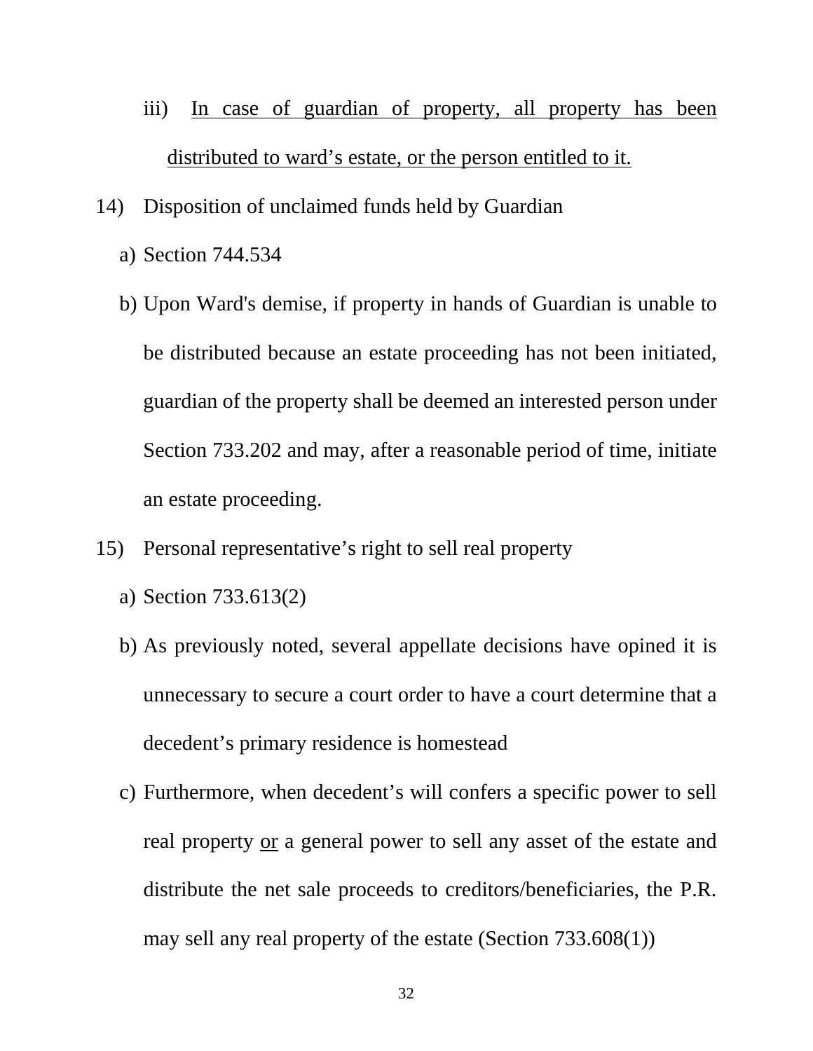iii) <u>In case of guardian of property, all property has been distributed to ward's estate, or the person entitled to it.</u>

14) Disposition of unclaimed funds held by Guardian

   a) Section 744.534

   b) Upon Ward's demise, if property in hands of Guardian is unable to be distributed because an estate proceeding has not been initiated, guardian of the property shall be deemed an interested person under Section 733.202 and may, after a reasonable period of time, initiate an estate proceeding.

15) Personal representative's right to sell real property

   a) Section 733.613(2)

   b) As previously noted, several appellate decisions have opined it is unnecessary to secure a court order to have a court determine that a decedent's primary residence is homestead

   c) Furthermore, when decedent's will confers a specific power to sell real property <u>or</u> a general power to sell any asset of the estate and distribute the net sale proceeds to creditors/beneficiaries, the P.R. may sell any real property of the estate (Section 733.608(1))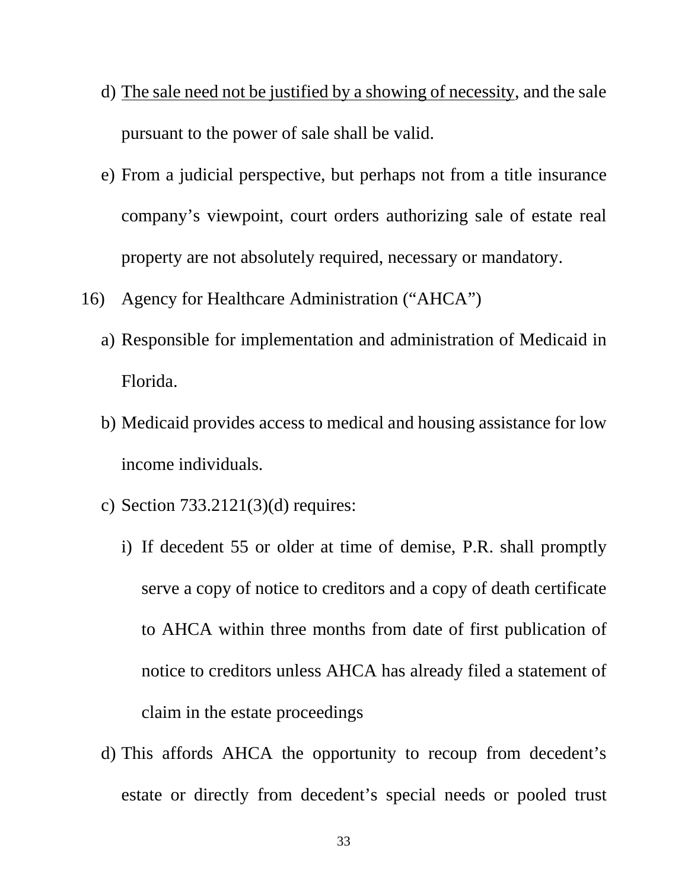d) <u>The sale need not be justified by a showing of necessity</u>, and the sale pursuant to the power of sale shall be valid.

e) From a judicial perspective, but perhaps not from a title insurance company's viewpoint, court orders authorizing sale of estate real property are not absolutely required, necessary or mandatory.

16) Agency for Healthcare Administration ("AHCA")

a) Responsible for implementation and administration of Medicaid in Florida.

b) Medicaid provides access to medical and housing assistance for low income individuals.

c) Section 733.2121(3)(d) requires:

i) If decedent 55 or older at time of demise, P.R. shall promptly serve a copy of notice to creditors and a copy of death certificate to AHCA within three months from date of first publication of notice to creditors unless AHCA has already filed a statement of claim in the estate proceedings

d) This affords AHCA the opportunity to recoup from decedent's estate or directly from decedent's special needs or pooled trust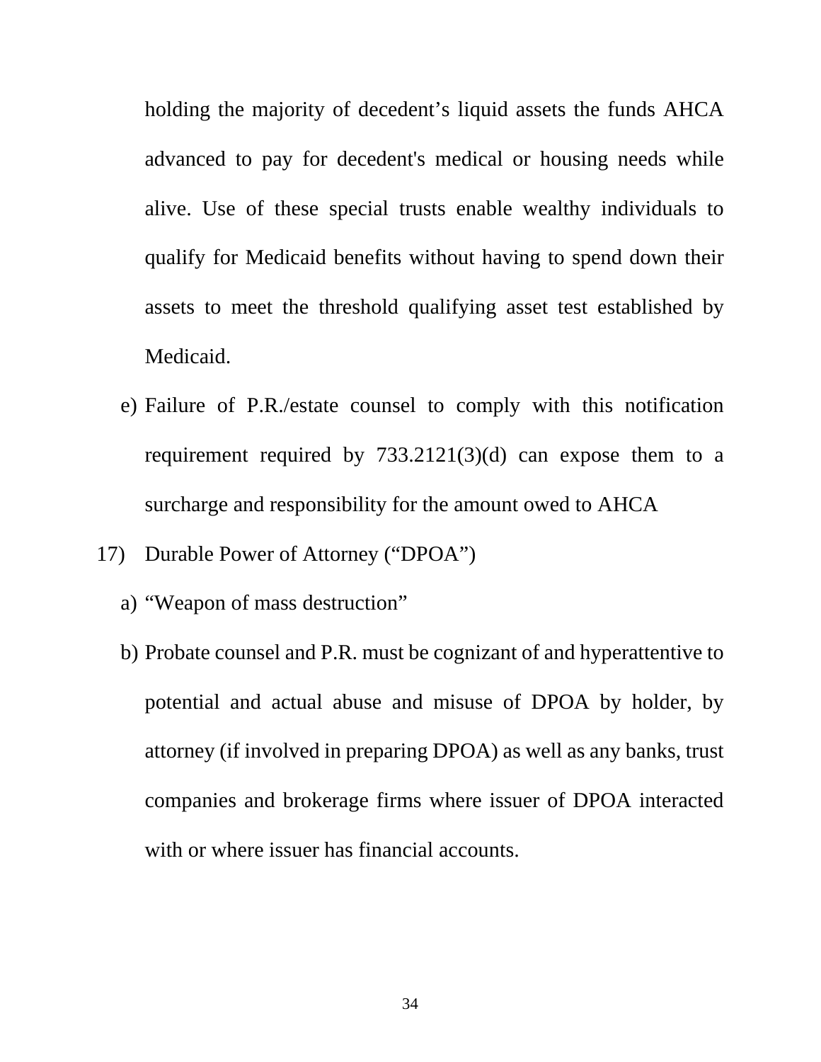holding the majority of decedent's liquid assets the funds AHCA advanced to pay for decedent's medical or housing needs while alive. Use of these special trusts enable wealthy individuals to qualify for Medicaid benefits without having to spend down their assets to meet the threshold qualifying asset test established by Medicaid.

e) Failure of P.R./estate counsel to comply with this notification requirement required by 733.2121(3)(d) can expose them to a surcharge and responsibility for the amount owed to AHCA

17) Durable Power of Attorney ("DPOA")

a) "Weapon of mass destruction"

b) Probate counsel and P.R. must be cognizant of and hyperattentive to potential and actual abuse and misuse of DPOA by holder, by attorney (if involved in preparing DPOA) as well as any banks, trust companies and brokerage firms where issuer of DPOA interacted with or where issuer has financial accounts.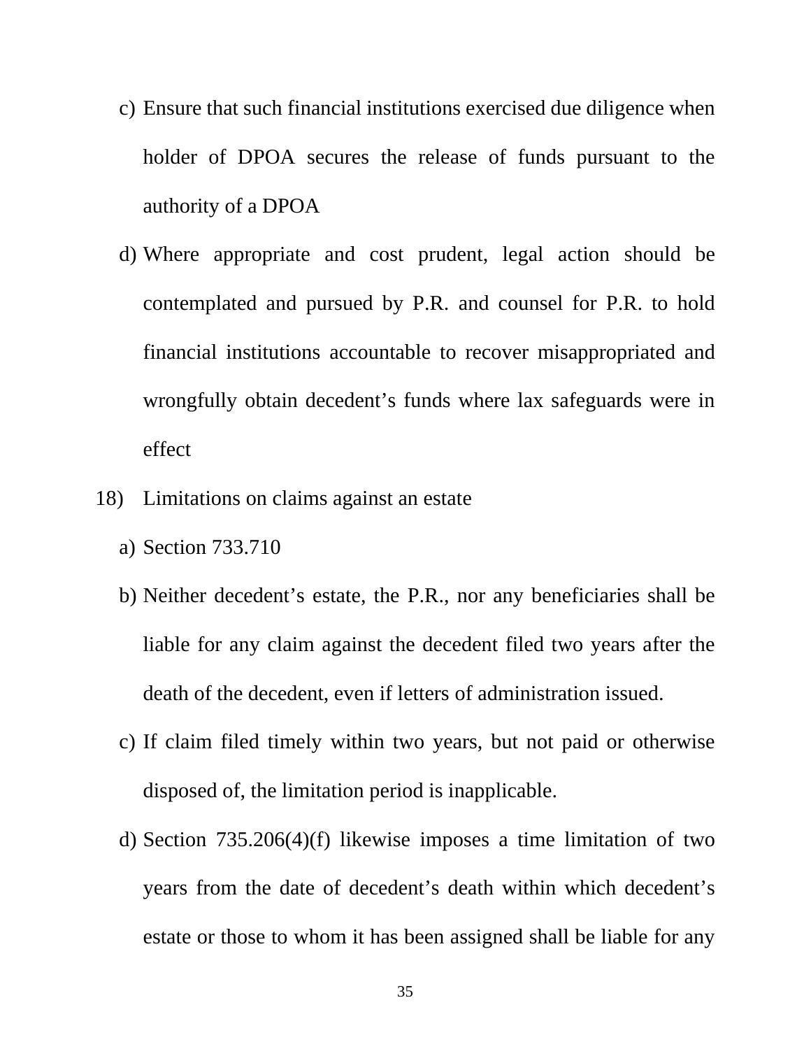c) Ensure that such financial institutions exercised due diligence when holder of DPOA secures the release of funds pursuant to the authority of a DPOA

d) Where appropriate and cost prudent, legal action should be contemplated and pursued by P.R. and counsel for P.R. to hold financial institutions accountable to recover misappropriated and wrongfully obtain decedent's funds where lax safeguards were in effect

18) Limitations on claims against an estate

a) Section 733.710

b) Neither decedent's estate, the P.R., nor any beneficiaries shall be liable for any claim against the decedent filed two years after the death of the decedent, even if letters of administration issued.

c) If claim filed timely within two years, but not paid or otherwise disposed of, the limitation period is inapplicable.

d) Section 735.206(4)(f) likewise imposes a time limitation of two years from the date of decedent's death within which decedent's estate or those to whom it has been assigned shall be liable for any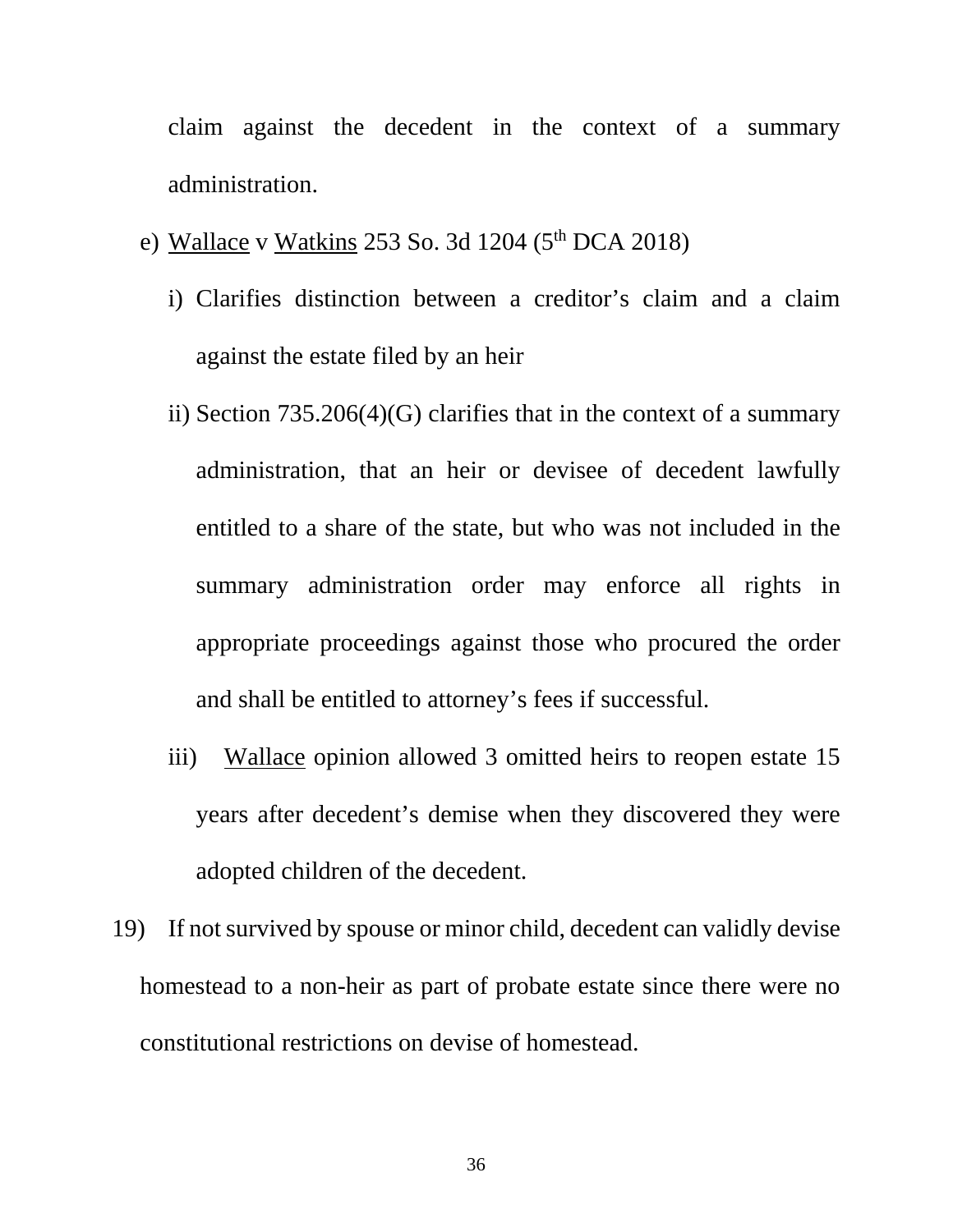claim against the decedent in the context of a summary administration.

e) Wallace v Watkins 253 So. 3d 1204 (5th DCA 2018)

   i) Clarifies distinction between a creditor's claim and a claim against the estate filed by an heir

   ii) Section 735.206(4)(G) clarifies that in the context of a summary administration, that an heir or devisee of decedent lawfully entitled to a share of the state, but who was not included in the summary administration order may enforce all rights in appropriate proceedings against those who procured the order and shall be entitled to attorney's fees if successful.

   iii) Wallace opinion allowed 3 omitted heirs to reopen estate 15 years after decedent's demise when they discovered they were adopted children of the decedent.

19) If not survived by spouse or minor child, decedent can validly devise homestead to a non-heir as part of probate estate since there were no constitutional restrictions on devise of homestead.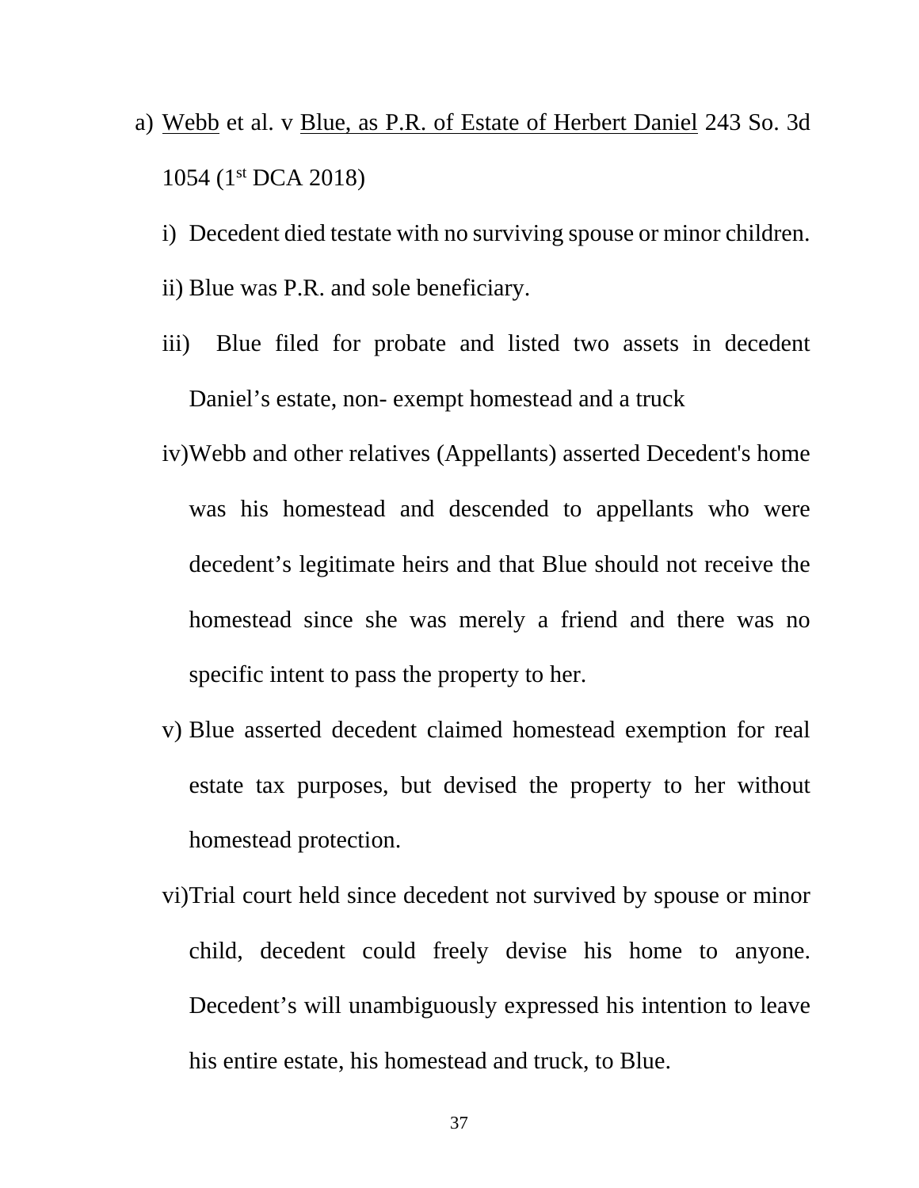a) Webb et al. v Blue, as P.R. of Estate of Herbert Daniel 243 So. 3d 1054 (1st DCA 2018)

   i) Decedent died testate with no surviving spouse or minor children.

   ii) Blue was P.R. and sole beneficiary.

   iii) Blue filed for probate and listed two assets in decedent Daniel's estate, non- exempt homestead and a truck

   iv) Webb and other relatives (Appellants) asserted Decedent's home was his homestead and descended to appellants who were decedent's legitimate heirs and that Blue should not receive the homestead since she was merely a friend and there was no specific intent to pass the property to her.

   v) Blue asserted decedent claimed homestead exemption for real estate tax purposes, but devised the property to her without homestead protection.

   vi) Trial court held since decedent not survived by spouse or minor child, decedent could freely devise his home to anyone. Decedent's will unambiguously expressed his intention to leave his entire estate, his homestead and truck, to Blue.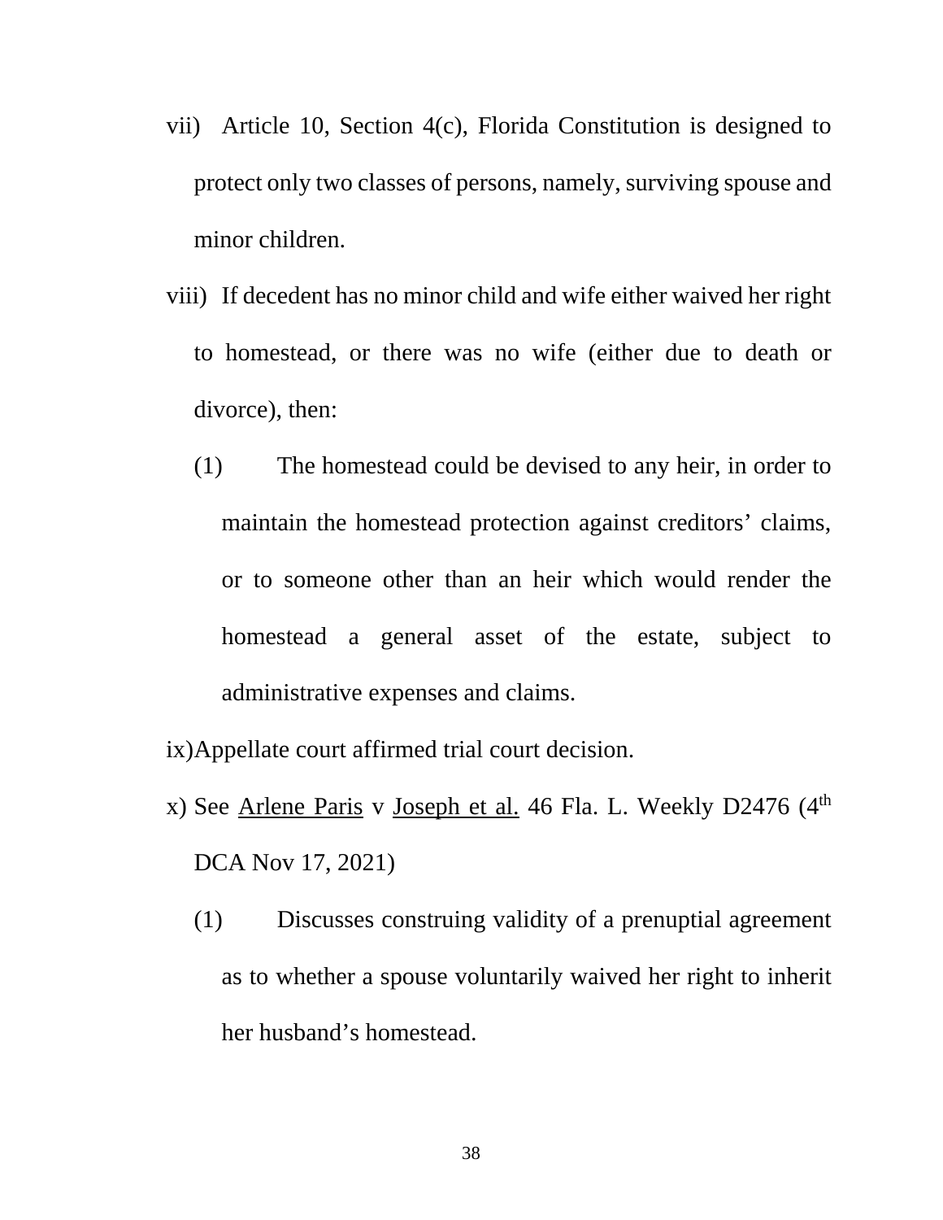vii) Article 10, Section 4(c), Florida Constitution is designed to protect only two classes of persons, namely, surviving spouse and minor children.

viii) If decedent has no minor child and wife either waived her right to homestead, or there was no wife (either due to death or divorce), then:

   (1) The homestead could be devised to any heir, in order to maintain the homestead protection against creditors' claims, or to someone other than an heir which would render the homestead a general asset of the estate, subject to administrative expenses and claims.

ix) Appellate court affirmed trial court decision.

x) See <u>Arlene Paris</u> v <u>Joseph et al.</u> 46 Fla. L. Weekly D2476 (4th DCA Nov 17, 2021)

   (1) Discusses construing validity of a prenuptial agreement as to whether a spouse voluntarily waived her right to inherit her husband's homestead.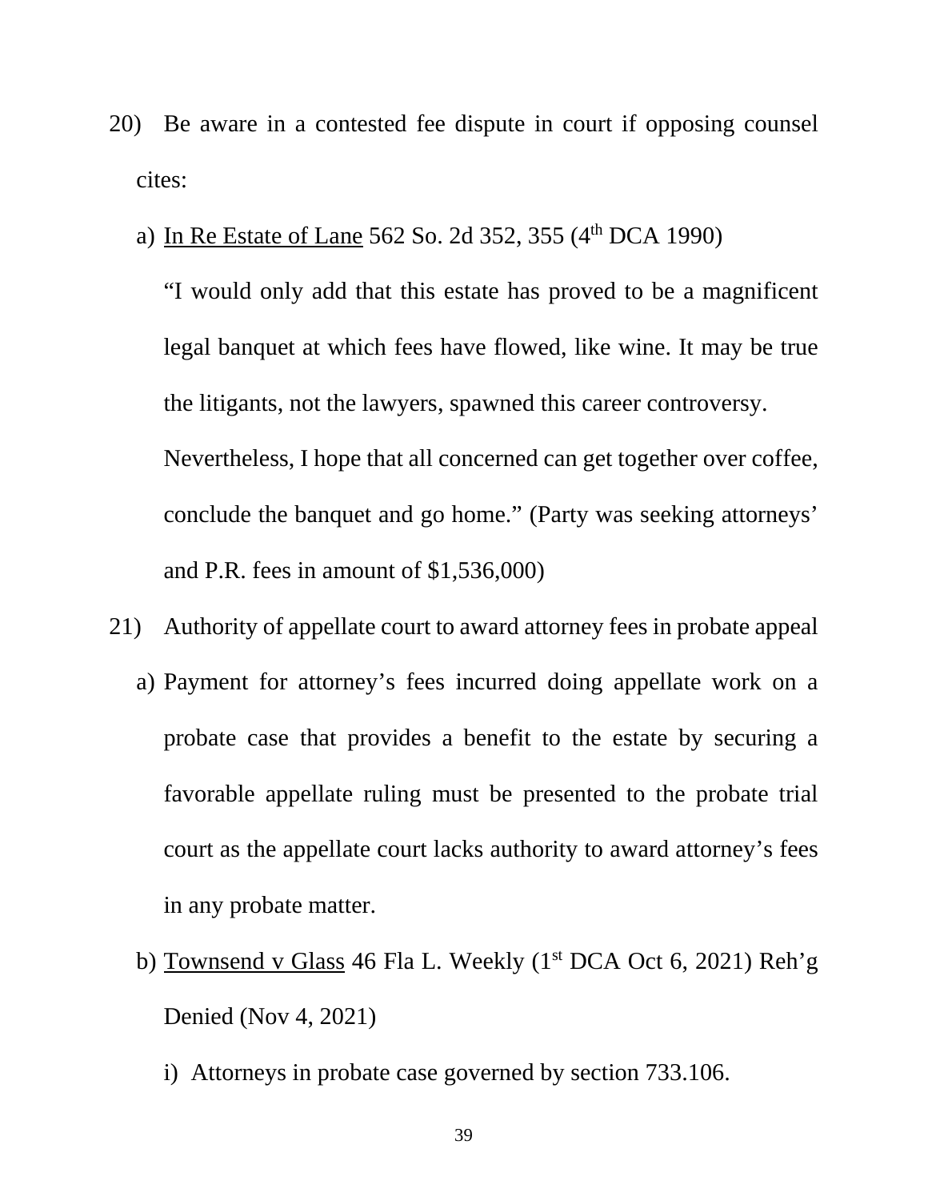20) Be aware in a contested fee dispute in court if opposing counsel cites:

   a) <u>In Re Estate of Lane</u> 562 So. 2d 352, 355 (4th DCA 1990)

      "I would only add that this estate has proved to be a magnificent legal banquet at which fees have flowed, like wine. It may be true the litigants, not the lawyers, spawned this career controversy. Nevertheless, I hope that all concerned can get together over coffee, conclude the banquet and go home." (Party was seeking attorneys' and P.R. fees in amount of $1,536,000)

21) Authority of appellate court to award attorney fees in probate appeal

   a) Payment for attorney's fees incurred doing appellate work on a probate case that provides a benefit to the estate by securing a favorable appellate ruling must be presented to the probate trial court as the appellate court lacks authority to award attorney's fees in any probate matter.

   b) <u>Townsend v Glass</u> 46 Fla L. Weekly (1st DCA Oct 6, 2021) Reh'g Denied (Nov 4, 2021)

      i) Attorneys in probate case governed by section 733.106.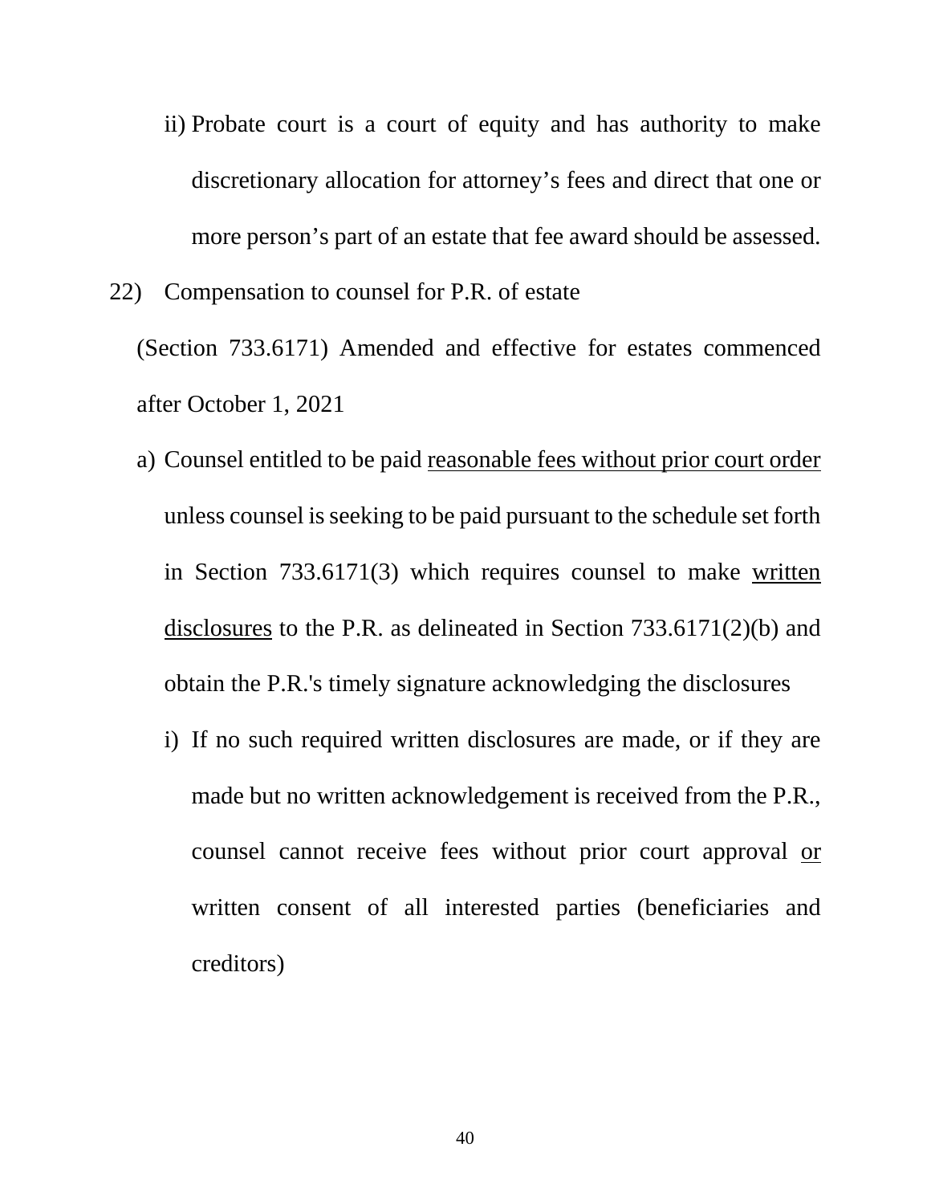ii) Probate court is a court of equity and has authority to make discretionary allocation for attorney's fees and direct that one or more person's part of an estate that fee award should be assessed.

22) Compensation to counsel for P.R. of estate

(Section 733.6171) Amended and effective for estates commenced after October 1, 2021

a) Counsel entitled to be paid <u>reasonable fees without prior court order</u> unless counsel is seeking to be paid pursuant to the schedule set forth in Section 733.6171(3) which requires counsel to make <u>written disclosures</u> to the P.R. as delineated in Section 733.6171(2)(b) and obtain the P.R.'s timely signature acknowledging the disclosures

   i) If no such required written disclosures are made, or if they are made but no written acknowledgement is received from the P.R., counsel cannot receive fees without prior court approval <u>or</u> written consent of all interested parties (beneficiaries and creditors)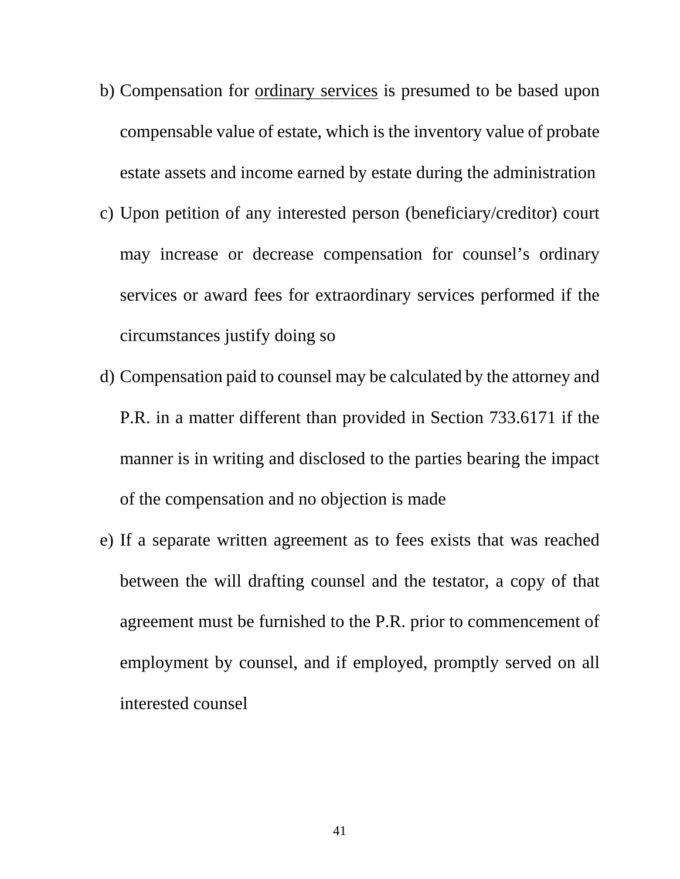b) Compensation for <u>ordinary services</u> is presumed to be based upon compensable value of estate, which is the inventory value of probate estate assets and income earned by estate during the administration

c) Upon petition of any interested person (beneficiary/creditor) court may increase or decrease compensation for counsel's ordinary services or award fees for extraordinary services performed if the circumstances justify doing so

d) Compensation paid to counsel may be calculated by the attorney and P.R. in a matter different than provided in Section 733.6171 if the manner is in writing and disclosed to the parties bearing the impact of the compensation and no objection is made

e) If a separate written agreement as to fees exists that was reached between the will drafting counsel and the testator, a copy of that agreement must be furnished to the P.R. prior to commencement of employment by counsel, and if employed, promptly served on all interested counsel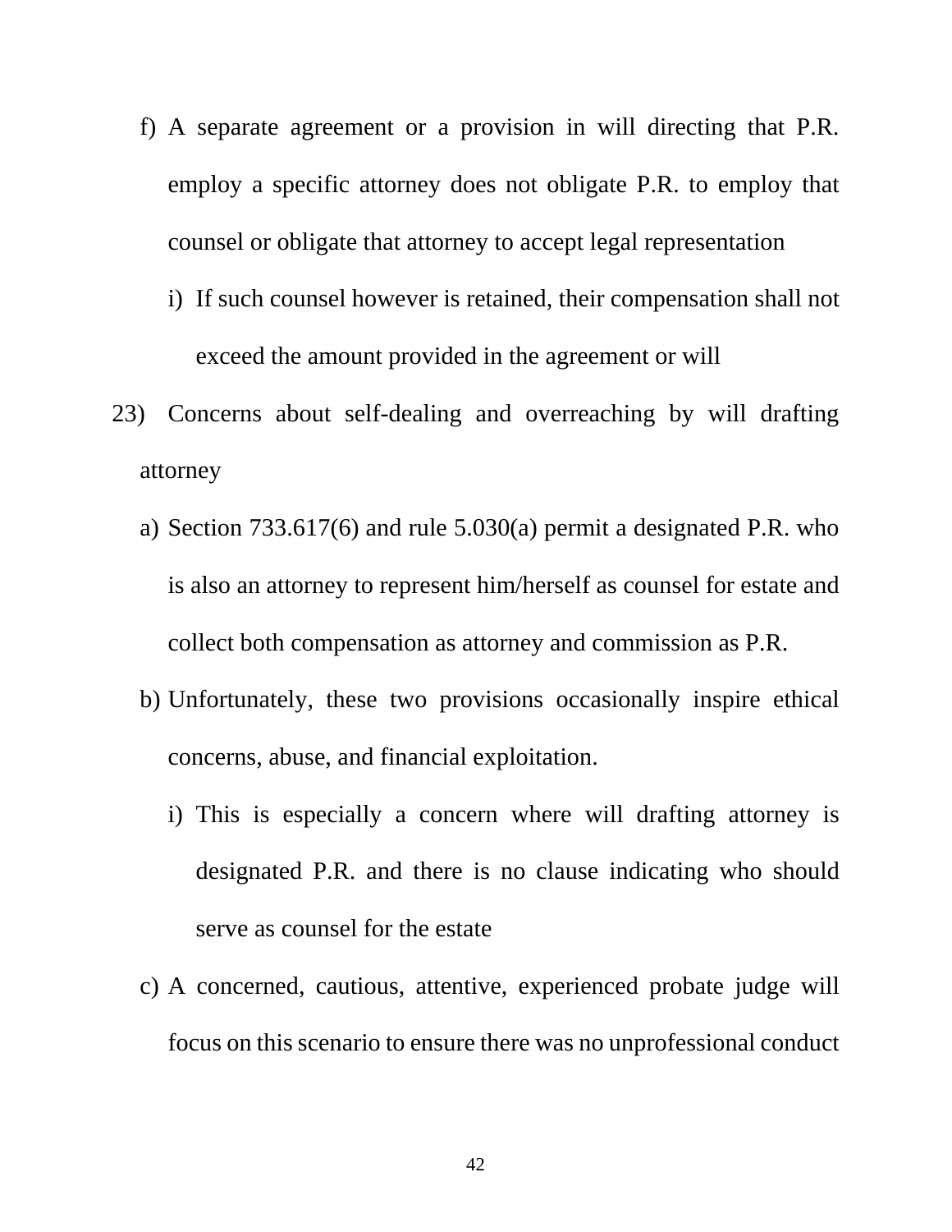f) A separate agreement or a provision in will directing that P.R. employ a specific attorney does not obligate P.R. to employ that counsel or obligate that attorney to accept legal representation

   i) If such counsel however is retained, their compensation shall not exceed the amount provided in the agreement or will

23) Concerns about self-dealing and overreaching by will drafting attorney

a) Section 733.617(6) and rule 5.030(a) permit a designated P.R. who is also an attorney to represent him/herself as counsel for estate and collect both compensation as attorney and commission as P.R.

b) Unfortunately, these two provisions occasionally inspire ethical concerns, abuse, and financial exploitation.

   i) This is especially a concern where will drafting attorney is designated P.R. and there is no clause indicating who should serve as counsel for the estate

c) A concerned, cautious, attentive, experienced probate judge will focus on this scenario to ensure there was no unprofessional conduct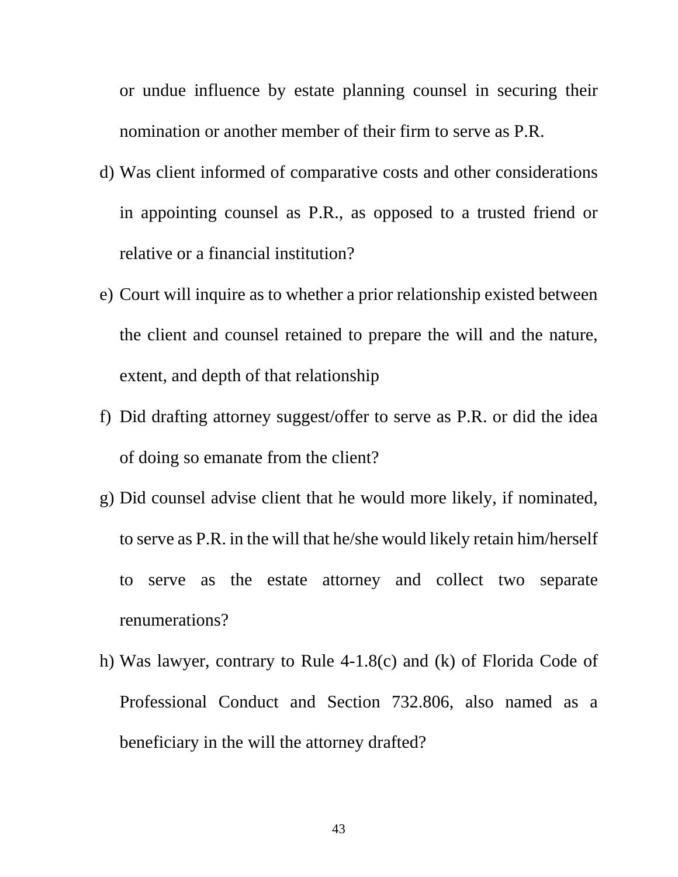or undue influence by estate planning counsel in securing their nomination or another member of their firm to serve as P.R.

d) Was client informed of comparative costs and other considerations in appointing counsel as P.R., as opposed to a trusted friend or relative or a financial institution?

e) Court will inquire as to whether a prior relationship existed between the client and counsel retained to prepare the will and the nature, extent, and depth of that relationship

f) Did drafting attorney suggest/offer to serve as P.R. or did the idea of doing so emanate from the client?

g) Did counsel advise client that he would more likely, if nominated, to serve as P.R. in the will that he/she would likely retain him/herself to serve as the estate attorney and collect two separate renumerations?

h) Was lawyer, contrary to Rule 4-1.8(c) and (k) of Florida Code of Professional Conduct and Section 732.806, also named as a beneficiary in the will the attorney drafted?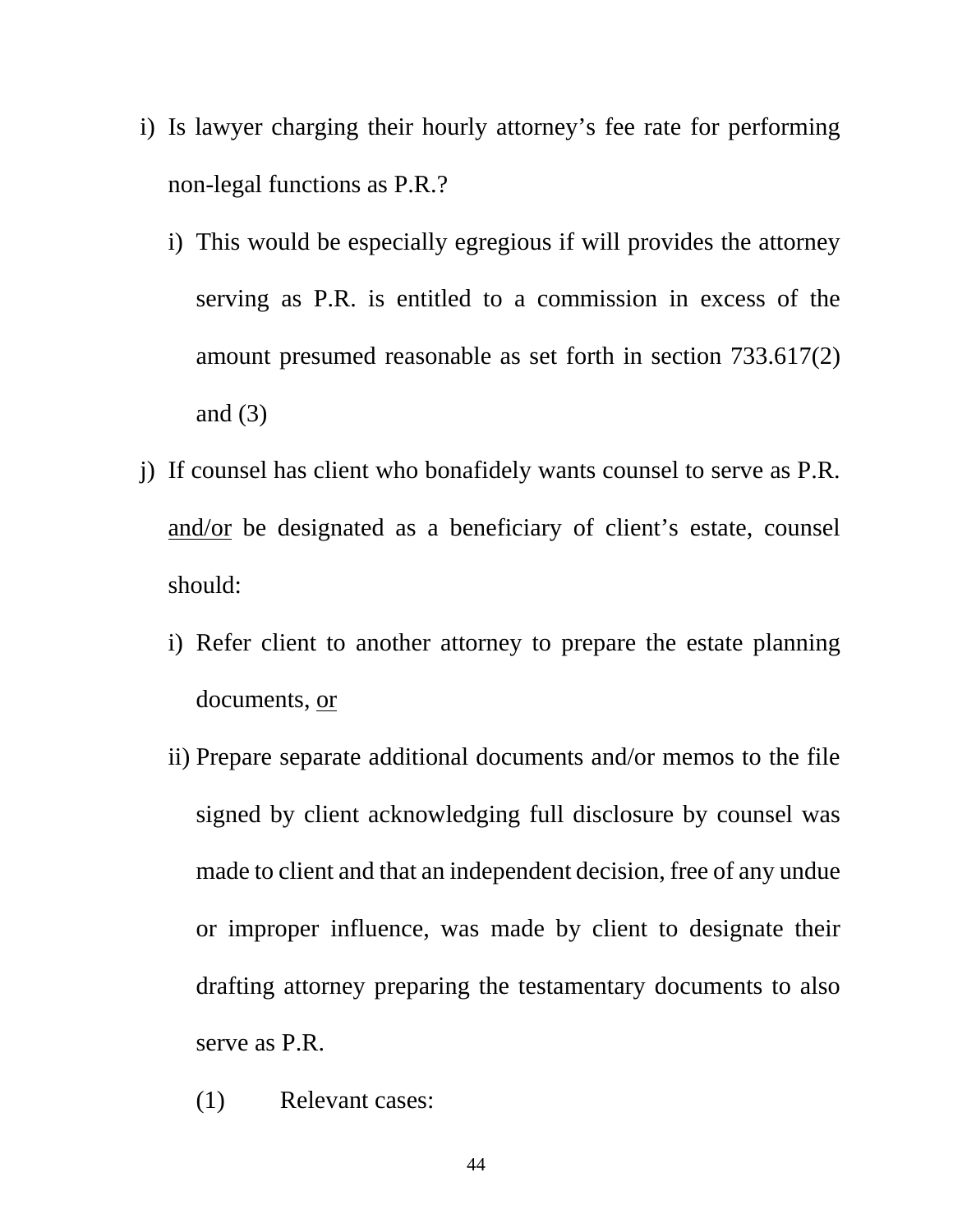i) Is lawyer charging their hourly attorney's fee rate for performing non-legal functions as P.R.?

   i) This would be especially egregious if will provides the attorney serving as P.R. is entitled to a commission in excess of the amount presumed reasonable as set forth in section 733.617(2) and (3)

j) If counsel has client who bonafidely wants counsel to serve as P.R. <u>and/or</u> be designated as a beneficiary of client's estate, counsel should:

   i) Refer client to another attorney to prepare the estate planning documents, <u>or</u>

   ii) Prepare separate additional documents and/or memos to the file signed by client acknowledging full disclosure by counsel was made to client and that an independent decision, free of any undue or improper influence, was made by client to designate their drafting attorney preparing the testamentary documents to also serve as P.R.

      (1) Relevant cases: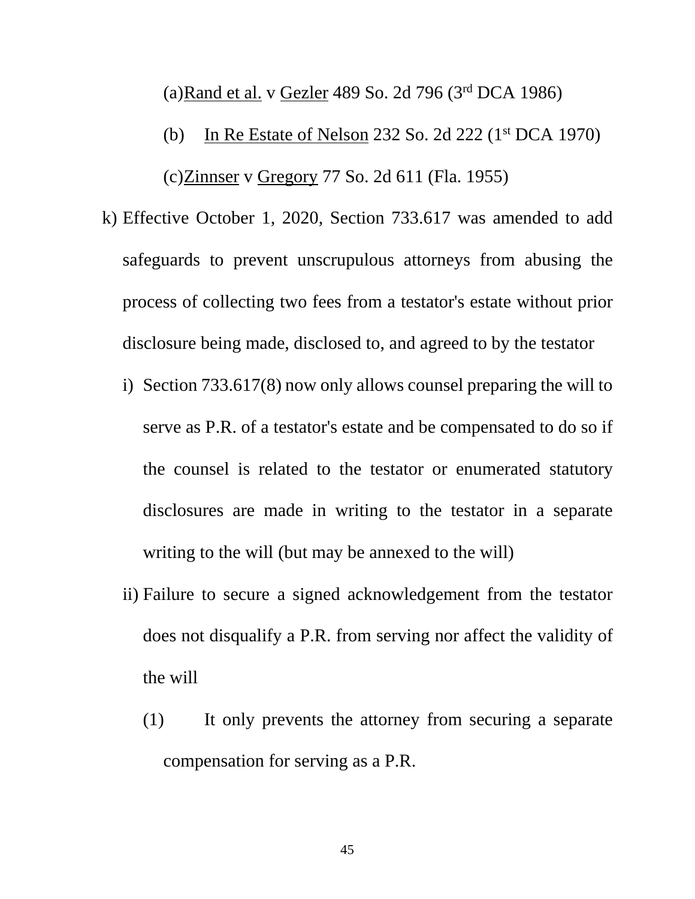(a) Rand et al. v Gezler 489 So. 2d 796 (3rd DCA 1986)

(b) In Re Estate of Nelson 232 So. 2d 222 (1st DCA 1970)

(c) Zinnser v Gregory 77 So. 2d 611 (Fla. 1955)

k) Effective October 1, 2020, Section 733.617 was amended to add safeguards to prevent unscrupulous attorneys from abusing the process of collecting two fees from a testator's estate without prior disclosure being made, disclosed to, and agreed to by the testator

   i) Section 733.617(8) now only allows counsel preparing the will to serve as P.R. of a testator's estate and be compensated to do so if the counsel is related to the testator or enumerated statutory disclosures are made in writing to the testator in a separate writing to the will (but may be annexed to the will)

   ii) Failure to secure a signed acknowledgement from the testator does not disqualify a P.R. from serving nor affect the validity of the will

      (1) It only prevents the attorney from securing a separate compensation for serving as a P.R.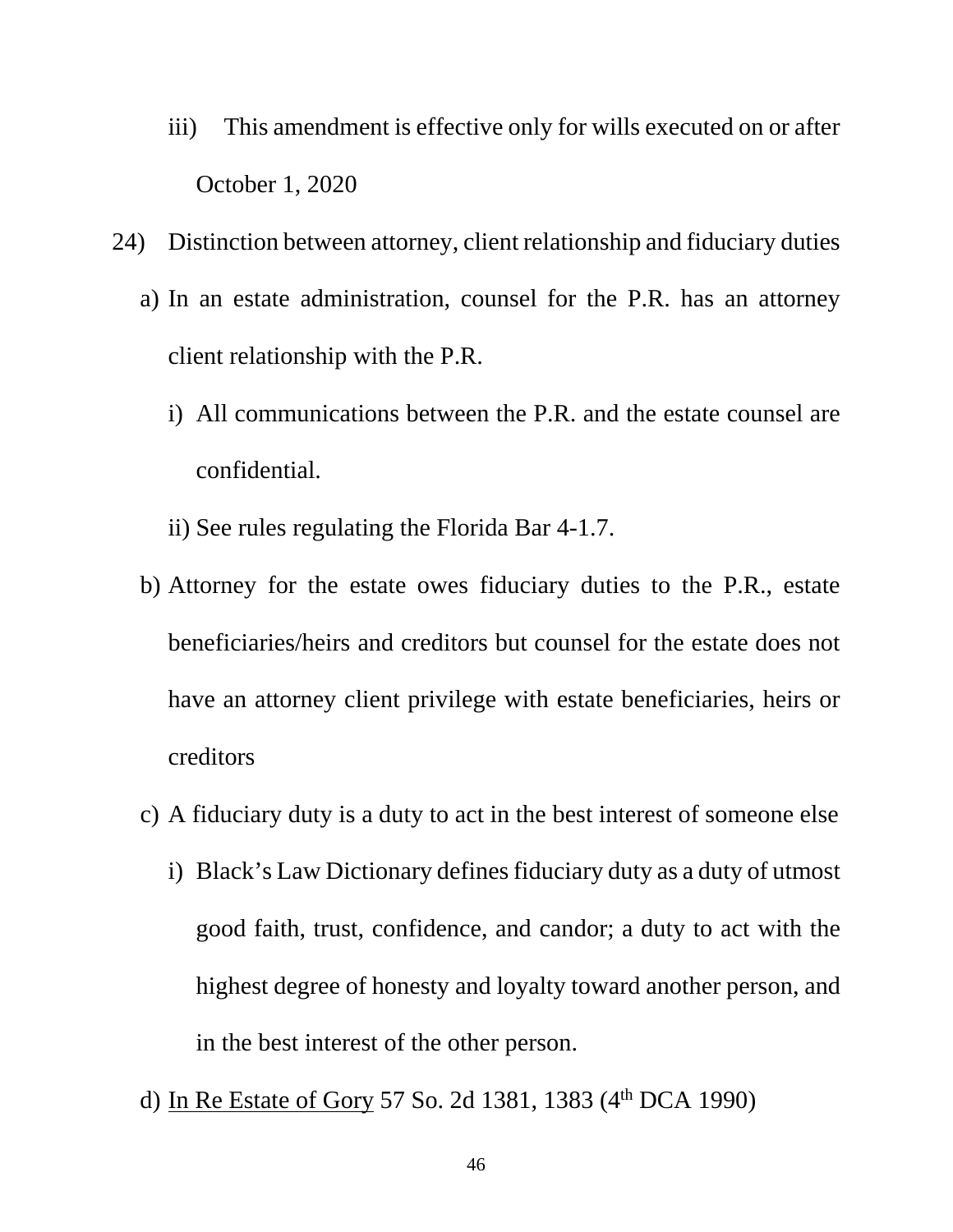iii) This amendment is effective only for wills executed on or after October 1, 2020

24) Distinction between attorney, client relationship and fiduciary duties

   a) In an estate administration, counsel for the P.R. has an attorney client relationship with the P.R.

      i) All communications between the P.R. and the estate counsel are confidential.

      ii) See rules regulating the Florida Bar 4-1.7.

   b) Attorney for the estate owes fiduciary duties to the P.R., estate beneficiaries/heirs and creditors but counsel for the estate does not have an attorney client privilege with estate beneficiaries, heirs or creditors

   c) A fiduciary duty is a duty to act in the best interest of someone else

      i) Black's Law Dictionary defines fiduciary duty as a duty of utmost good faith, trust, confidence, and candor; a duty to act with the highest degree of honesty and loyalty toward another person, and in the best interest of the other person.

   d) In Re Estate of Gory 57 So. 2d 1381, 1383 (4th DCA 1990)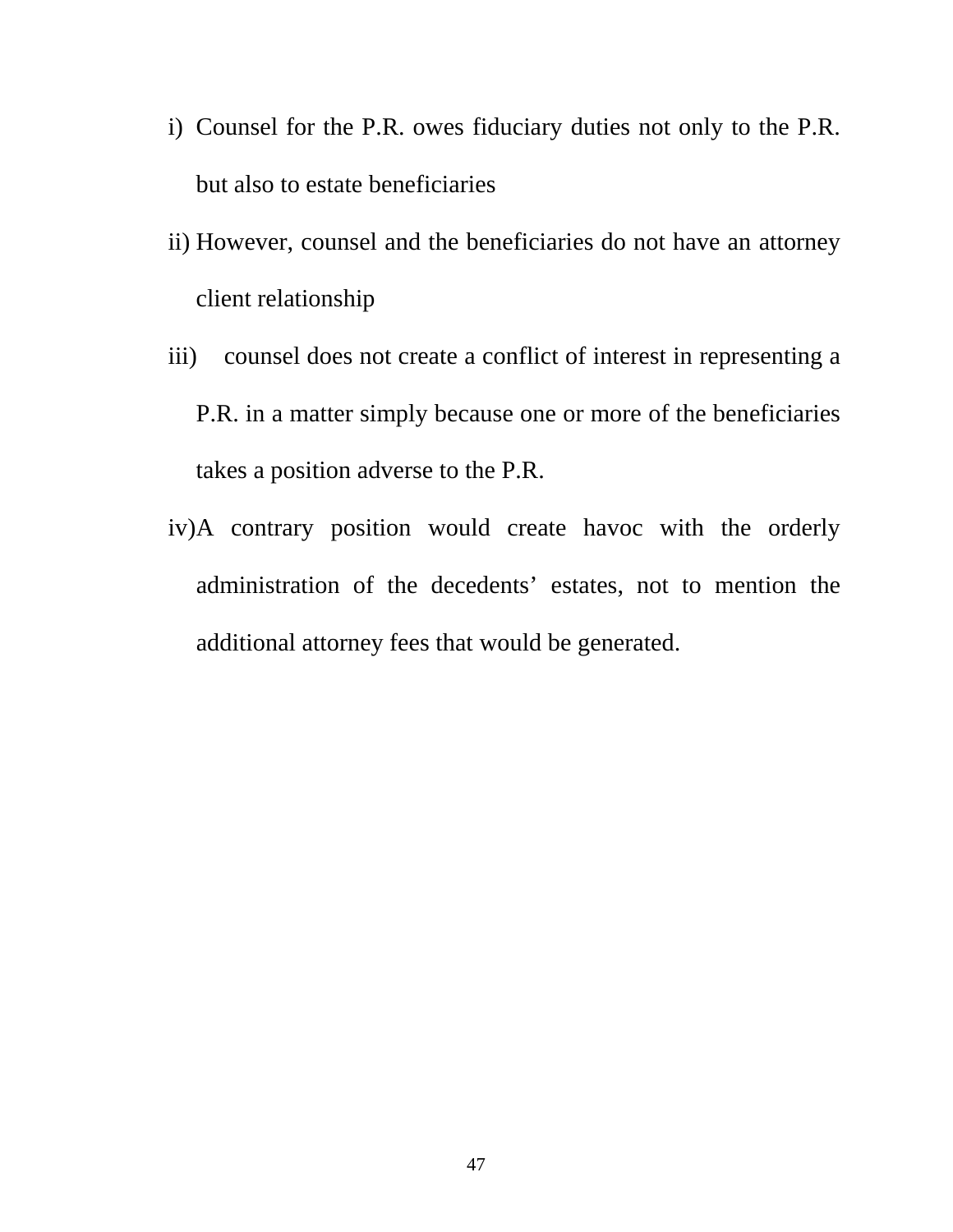i) Counsel for the P.R. owes fiduciary duties not only to the P.R. but also to estate beneficiaries

ii) However, counsel and the beneficiaries do not have an attorney client relationship

iii) counsel does not create a conflict of interest in representing a P.R. in a matter simply because one or more of the beneficiaries takes a position adverse to the P.R.

iv) A contrary position would create havoc with the orderly administration of the decedents' estates, not to mention the additional attorney fees that would be generated.